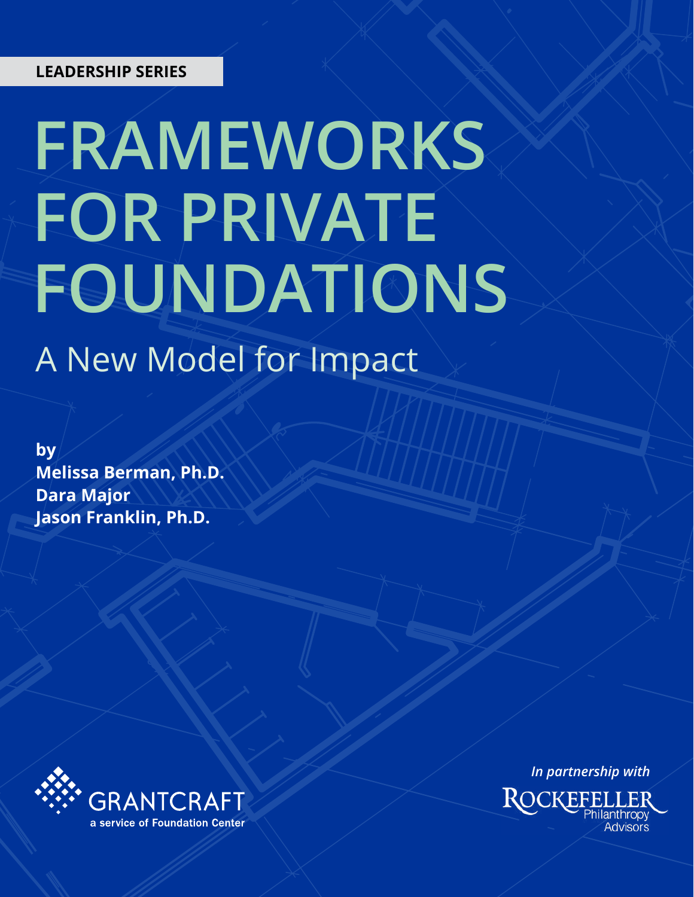LEADERSHIP SERIES

# FRAMEWORKS FOR PRIVATE FOUNDATIONS

## A New Model for Impact

**by**
**Melissa Berman, Ph.D.**
**Dara Major**
**Jason Franklin, Ph.D.**

GRANTCRAFT
a service of Foundation Center

*In partnership with*

ROCKEFELLER Philanthropy Advisors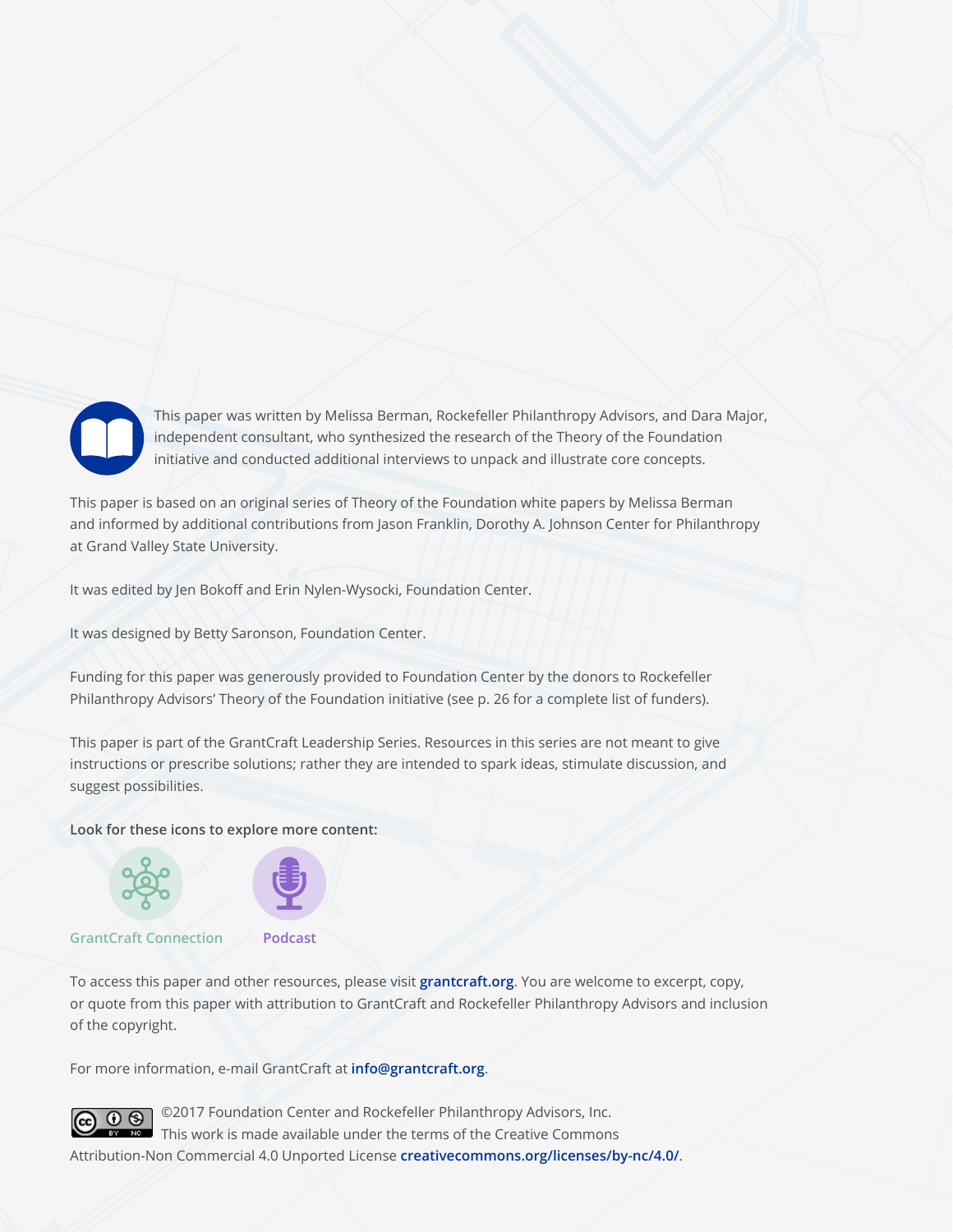This paper was written by Melissa Berman, Rockefeller Philanthropy Advisors, and Dara Major, independent consultant, who synthesized the research of the Theory of the Foundation initiative and conducted additional interviews to unpack and illustrate core concepts.

This paper is based on an original series of Theory of the Foundation white papers by Melissa Berman and informed by additional contributions from Jason Franklin, Dorothy A. Johnson Center for Philanthropy at Grand Valley State University.

It was edited by Jen Bokoff and Erin Nylen-Wysocki, Foundation Center.

It was designed by Betty Saronson, Foundation Center.

Funding for this paper was generously provided to Foundation Center by the donors to Rockefeller Philanthropy Advisors' Theory of the Foundation initiative (see p. 26 for a complete list of funders).

This paper is part of the GrantCraft Leadership Series. Resources in this series are not meant to give instructions or prescribe solutions; rather they are intended to spark ideas, stimulate discussion, and suggest possibilities.

**Look for these icons to explore more content:**

GrantCraft Connection    Podcast

To access this paper and other resources, please visit **grantcraft.org**. You are welcome to excerpt, copy, or quote from this paper with attribution to GrantCraft and Rockefeller Philanthropy Advisors and inclusion of the copyright.

For more information, e-mail GrantCraft at **info@grantcraft.org**.

©2017 Foundation Center and Rockefeller Philanthropy Advisors, Inc.
This work is made available under the terms of the Creative Commons Attribution-Non Commercial 4.0 Unported License **creativecommons.org/licenses/by-nc/4.0/**.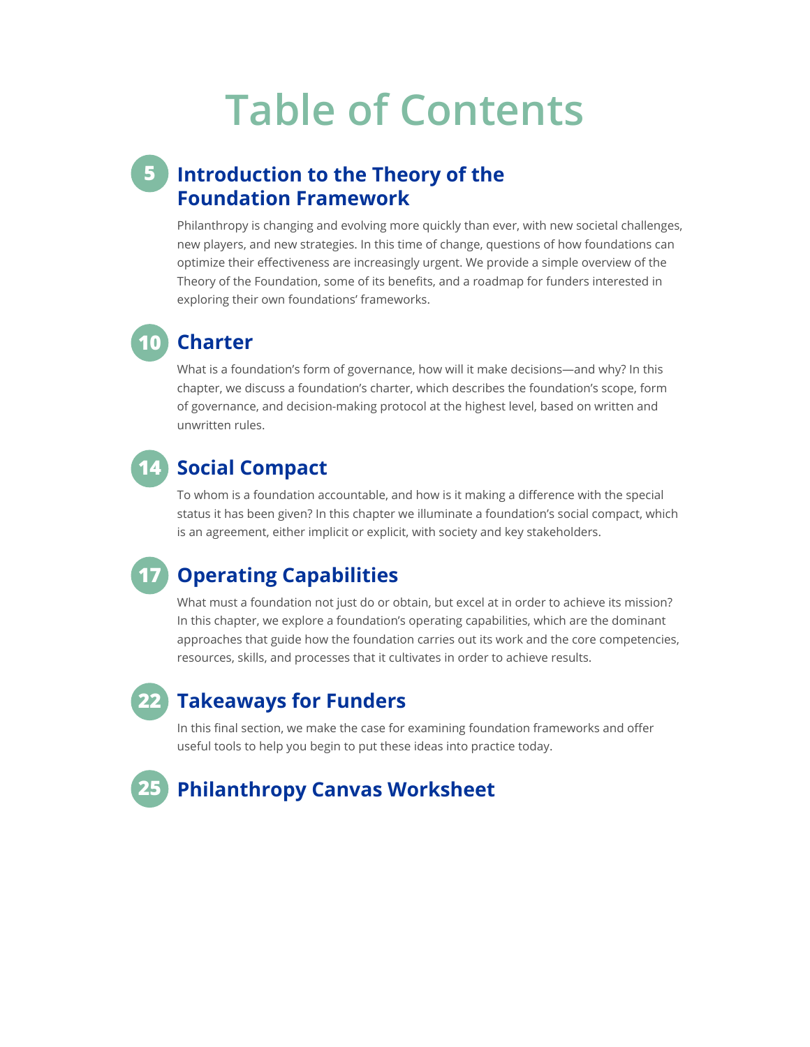# Table of Contents

## 5 Introduction to the Theory of the Foundation Framework

Philanthropy is changing and evolving more quickly than ever, with new societal challenges, new players, and new strategies. In this time of change, questions of how foundations can optimize their effectiveness are increasingly urgent. We provide a simple overview of the Theory of the Foundation, some of its benefits, and a roadmap for funders interested in exploring their own foundations' frameworks.

## 10 Charter

What is a foundation's form of governance, how will it make decisions—and why? In this chapter, we discuss a foundation's charter, which describes the foundation's scope, form of governance, and decision-making protocol at the highest level, based on written and unwritten rules.

## 14 Social Compact

To whom is a foundation accountable, and how is it making a difference with the special status it has been given? In this chapter we illuminate a foundation's social compact, which is an agreement, either implicit or explicit, with society and key stakeholders.

## 17 Operating Capabilities

What must a foundation not just do or obtain, but excel at in order to achieve its mission? In this chapter, we explore a foundation's operating capabilities, which are the dominant approaches that guide how the foundation carries out its work and the core competencies, resources, skills, and processes that it cultivates in order to achieve results.

## 22 Takeaways for Funders

In this final section, we make the case for examining foundation frameworks and offer useful tools to help you begin to put these ideas into practice today.

## 25 Philanthropy Canvas Worksheet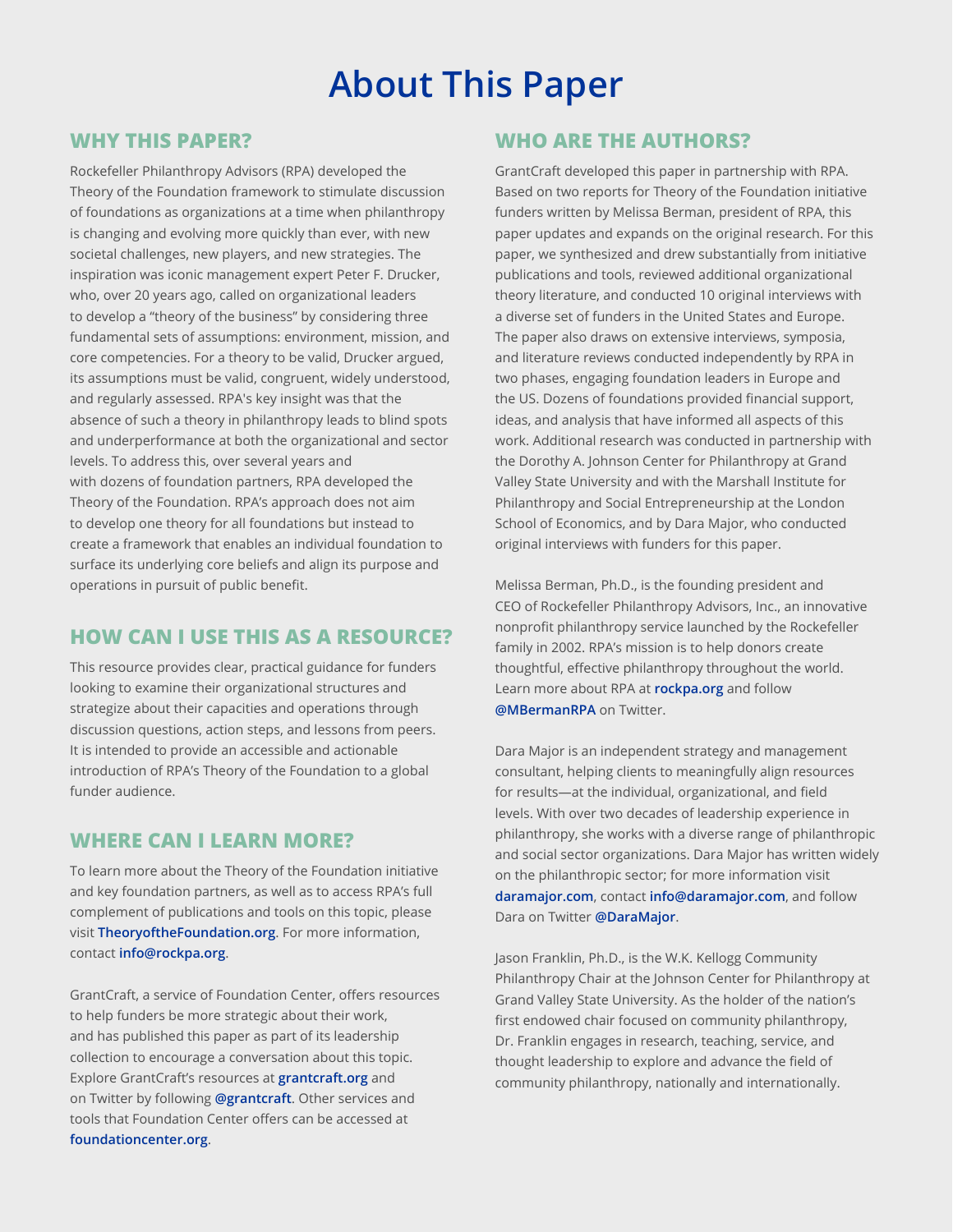# About This Paper

## WHY THIS PAPER?

Rockefeller Philanthropy Advisors (RPA) developed the Theory of the Foundation framework to stimulate discussion of foundations as organizations at a time when philanthropy is changing and evolving more quickly than ever, with new societal challenges, new players, and new strategies. The inspiration was iconic management expert Peter F. Drucker, who, over 20 years ago, called on organizational leaders to develop a "theory of the business" by considering three fundamental sets of assumptions: environment, mission, and core competencies. For a theory to be valid, Drucker argued, its assumptions must be valid, congruent, widely understood, and regularly assessed. RPA's key insight was that the absence of such a theory in philanthropy leads to blind spots and underperformance at both the organizational and sector levels. To address this, over several years and with dozens of foundation partners, RPA developed the Theory of the Foundation. RPA's approach does not aim to develop one theory for all foundations but instead to create a framework that enables an individual foundation to surface its underlying core beliefs and align its purpose and operations in pursuit of public benefit.

## HOW CAN I USE THIS AS A RESOURCE?

This resource provides clear, practical guidance for funders looking to examine their organizational structures and strategize about their capacities and operations through discussion questions, action steps, and lessons from peers. It is intended to provide an accessible and actionable introduction of RPA's Theory of the Foundation to a global funder audience.

## WHERE CAN I LEARN MORE?

To learn more about the Theory of the Foundation initiative and key foundation partners, as well as to access RPA's full complement of publications and tools on this topic, please visit **TheoryoftheFoundation.org**. For more information, contact **info@rockpa.org**.

GrantCraft, a service of Foundation Center, offers resources to help funders be more strategic about their work, and has published this paper as part of its leadership collection to encourage a conversation about this topic. Explore GrantCraft's resources at **grantcraft.org** and on Twitter by following **@grantcraft**. Other services and tools that Foundation Center offers can be accessed at **foundationcenter.org**.

## WHO ARE THE AUTHORS?

GrantCraft developed this paper in partnership with RPA. Based on two reports for Theory of the Foundation initiative funders written by Melissa Berman, president of RPA, this paper updates and expands on the original research. For this paper, we synthesized and drew substantially from initiative publications and tools, reviewed additional organizational theory literature, and conducted 10 original interviews with a diverse set of funders in the United States and Europe. The paper also draws on extensive interviews, symposia, and literature reviews conducted independently by RPA in two phases, engaging foundation leaders in Europe and the US. Dozens of foundations provided financial support, ideas, and analysis that have informed all aspects of this work. Additional research was conducted in partnership with the Dorothy A. Johnson Center for Philanthropy at Grand Valley State University and with the Marshall Institute for Philanthropy and Social Entrepreneurship at the London School of Economics, and by Dara Major, who conducted original interviews with funders for this paper.

Melissa Berman, Ph.D., is the founding president and CEO of Rockefeller Philanthropy Advisors, Inc., an innovative nonprofit philanthropy service launched by the Rockefeller family in 2002. RPA's mission is to help donors create thoughtful, effective philanthropy throughout the world. Learn more about RPA at **rockpa.org** and follow **@MBermanRPA** on Twitter.

Dara Major is an independent strategy and management consultant, helping clients to meaningfully align resources for results—at the individual, organizational, and field levels. With over two decades of leadership experience in philanthropy, she works with a diverse range of philanthropic and social sector organizations. Dara Major has written widely on the philanthropic sector; for more information visit **daramajor.com**, contact **info@daramajor.com**, and follow Dara on Twitter **@DaraMajor**.

Jason Franklin, Ph.D., is the W.K. Kellogg Community Philanthropy Chair at the Johnson Center for Philanthropy at Grand Valley State University. As the holder of the nation's first endowed chair focused on community philanthropy, Dr. Franklin engages in research, teaching, service, and thought leadership to explore and advance the field of community philanthropy, nationally and internationally.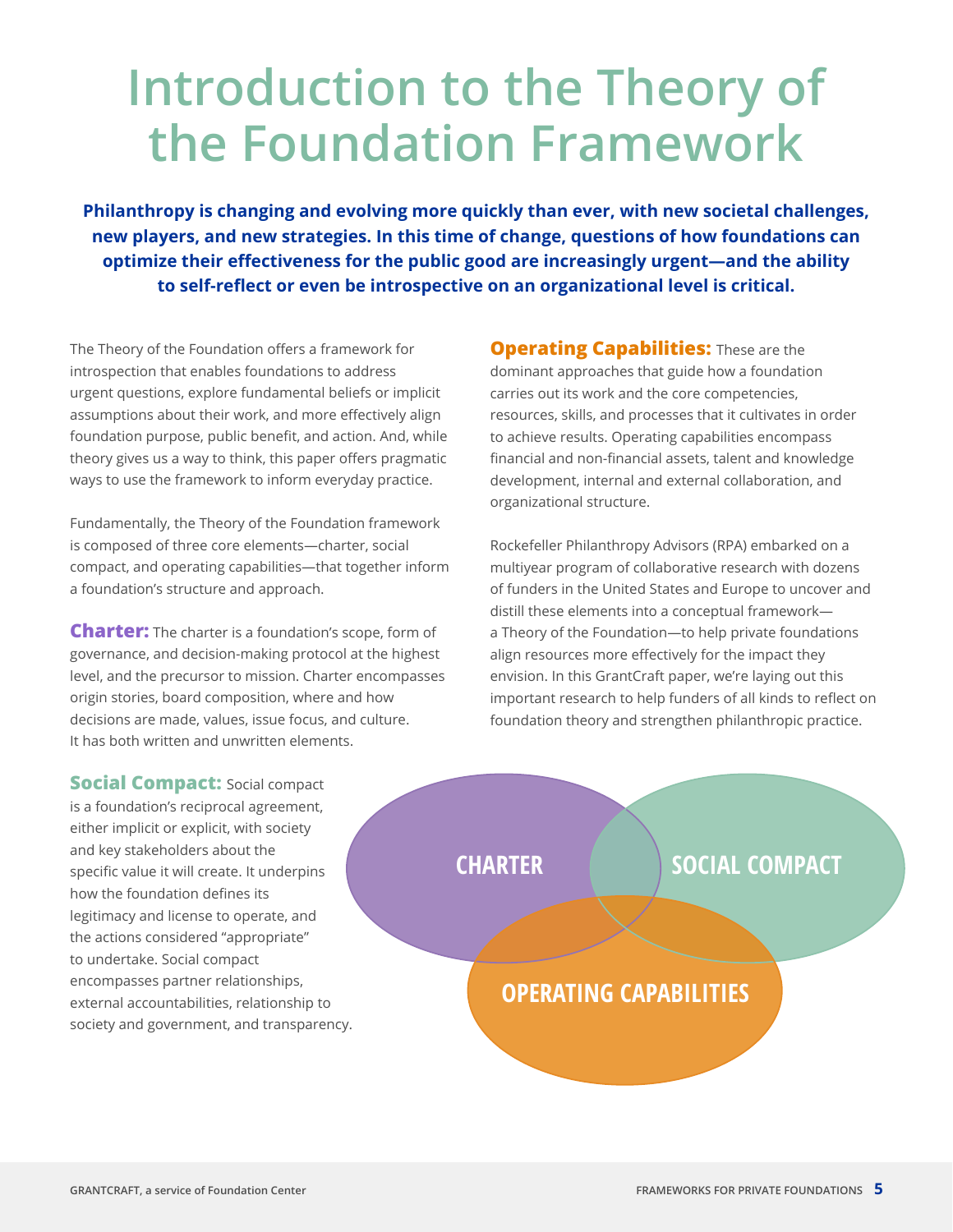# Introduction to the Theory of the Foundation Framework

**Philanthropy is changing and evolving more quickly than ever, with new societal challenges, new players, and new strategies. In this time of change, questions of how foundations can optimize their effectiveness for the public good are increasingly urgent—and the ability to self-reflect or even be introspective on an organizational level is critical.**

The Theory of the Foundation offers a framework for introspection that enables foundations to address urgent questions, explore fundamental beliefs or implicit assumptions about their work, and more effectively align foundation purpose, public benefit, and action. And, while theory gives us a way to think, this paper offers pragmatic ways to use the framework to inform everyday practice.

Fundamentally, the Theory of the Foundation framework is composed of three core elements—charter, social compact, and operating capabilities—that together inform a foundation's structure and approach.

**Charter:** The charter is a foundation's scope, form of governance, and decision-making protocol at the highest level, and the precursor to mission. Charter encompasses origin stories, board composition, where and how decisions are made, values, issue focus, and culture. It has both written and unwritten elements.

**Social Compact:** Social compact is a foundation's reciprocal agreement, either implicit or explicit, with society and key stakeholders about the specific value it will create. It underpins how the foundation defines its legitimacy and license to operate, and the actions considered "appropriate" to undertake. Social compact encompasses partner relationships, external accountabilities, relationship to society and government, and transparency.

**Operating Capabilities:** These are the dominant approaches that guide how a foundation carries out its work and the core competencies, resources, skills, and processes that it cultivates in order to achieve results. Operating capabilities encompass financial and non-financial assets, talent and knowledge development, internal and external collaboration, and organizational structure.

Rockefeller Philanthropy Advisors (RPA) embarked on a multiyear program of collaborative research with dozens of funders in the United States and Europe to uncover and distill these elements into a conceptual framework—a Theory of the Foundation—to help private foundations align resources more effectively for the impact they envision. In this GrantCraft paper, we're laying out this important research to help funders of all kinds to reflect on foundation theory and strengthen philanthropic practice.

CHARTER

SOCIAL COMPACT

OPERATING CAPABILITIES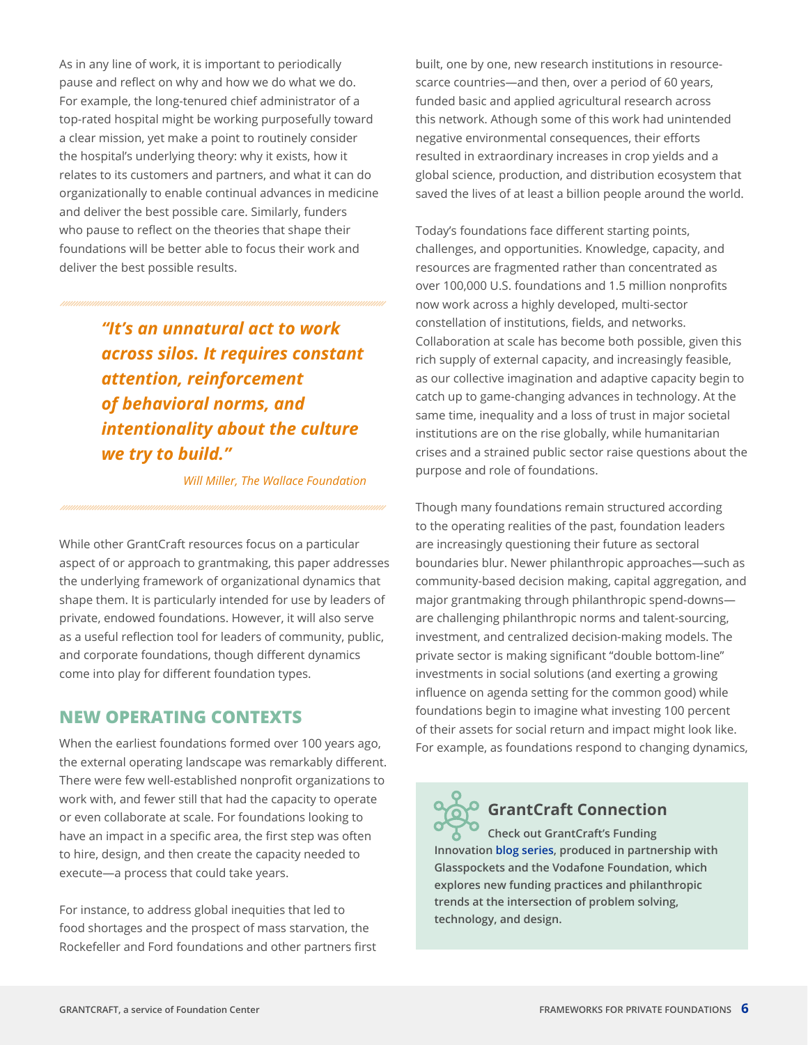As in any line of work, it is important to periodically pause and reflect on why and how we do what we do. For example, the long-tenured chief administrator of a top-rated hospital might be working purposefully toward a clear mission, yet make a point to routinely consider the hospital's underlying theory: why it exists, how it relates to its customers and partners, and what it can do organizationally to enable continual advances in medicine and deliver the best possible care. Similarly, funders who pause to reflect on the theories that shape their foundations will be better able to focus their work and deliver the best possible results.

> ***"It's an unnatural act to work across silos. It requires constant attention, reinforcement of behavioral norms, and intentionality about the culture we try to build."***
>
> *Will Miller, The Wallace Foundation*

While other GrantCraft resources focus on a particular aspect of or approach to grantmaking, this paper addresses the underlying framework of organizational dynamics that shape them. It is particularly intended for use by leaders of private, endowed foundations. However, it will also serve as a useful reflection tool for leaders of community, public, and corporate foundations, though different dynamics come into play for different foundation types.

## NEW OPERATING CONTEXTS

When the earliest foundations formed over 100 years ago, the external operating landscape was remarkably different. There were few well-established nonprofit organizations to work with, and fewer still that had the capacity to operate or even collaborate at scale. For foundations looking to have an impact in a specific area, the first step was often to hire, design, and then create the capacity needed to execute—a process that could take years.

For instance, to address global inequities that led to food shortages and the prospect of mass starvation, the Rockefeller and Ford foundations and other partners first built, one by one, new research institutions in resource-scarce countries—and then, over a period of 60 years, funded basic and applied agricultural research across this network. Athough some of this work had unintended negative environmental consequences, their efforts resulted in extraordinary increases in crop yields and a global science, production, and distribution ecosystem that saved the lives of at least a billion people around the world.

Today's foundations face different starting points, challenges, and opportunities. Knowledge, capacity, and resources are fragmented rather than concentrated as over 100,000 U.S. foundations and 1.5 million nonprofits now work across a highly developed, multi-sector constellation of institutions, fields, and networks. Collaboration at scale has become both possible, given this rich supply of external capacity, and increasingly feasible, as our collective imagination and adaptive capacity begin to catch up to game-changing advances in technology. At the same time, inequality and a loss of trust in major societal institutions are on the rise globally, while humanitarian crises and a strained public sector raise questions about the purpose and role of foundations.

Though many foundations remain structured according to the operating realities of the past, foundation leaders are increasingly questioning their future as sectoral boundaries blur. Newer philanthropic approaches—such as community-based decision making, capital aggregation, and major grantmaking through philanthropic spend-downs—are challenging philanthropic norms and talent-sourcing, investment, and centralized decision-making models. The private sector is making significant "double bottom-line" investments in social solutions (and exerting a growing influence on agenda setting for the common good) while foundations begin to imagine what investing 100 percent of their assets for social return and impact might look like. For example, as foundations respond to changing dynamics,

> ### GrantCraft Connection
>
> **Check out GrantCraft's Funding Innovation blog series, produced in partnership with Glasspockets and the Vodafone Foundation, which explores new funding practices and philanthropic trends at the intersection of problem solving, technology, and design.**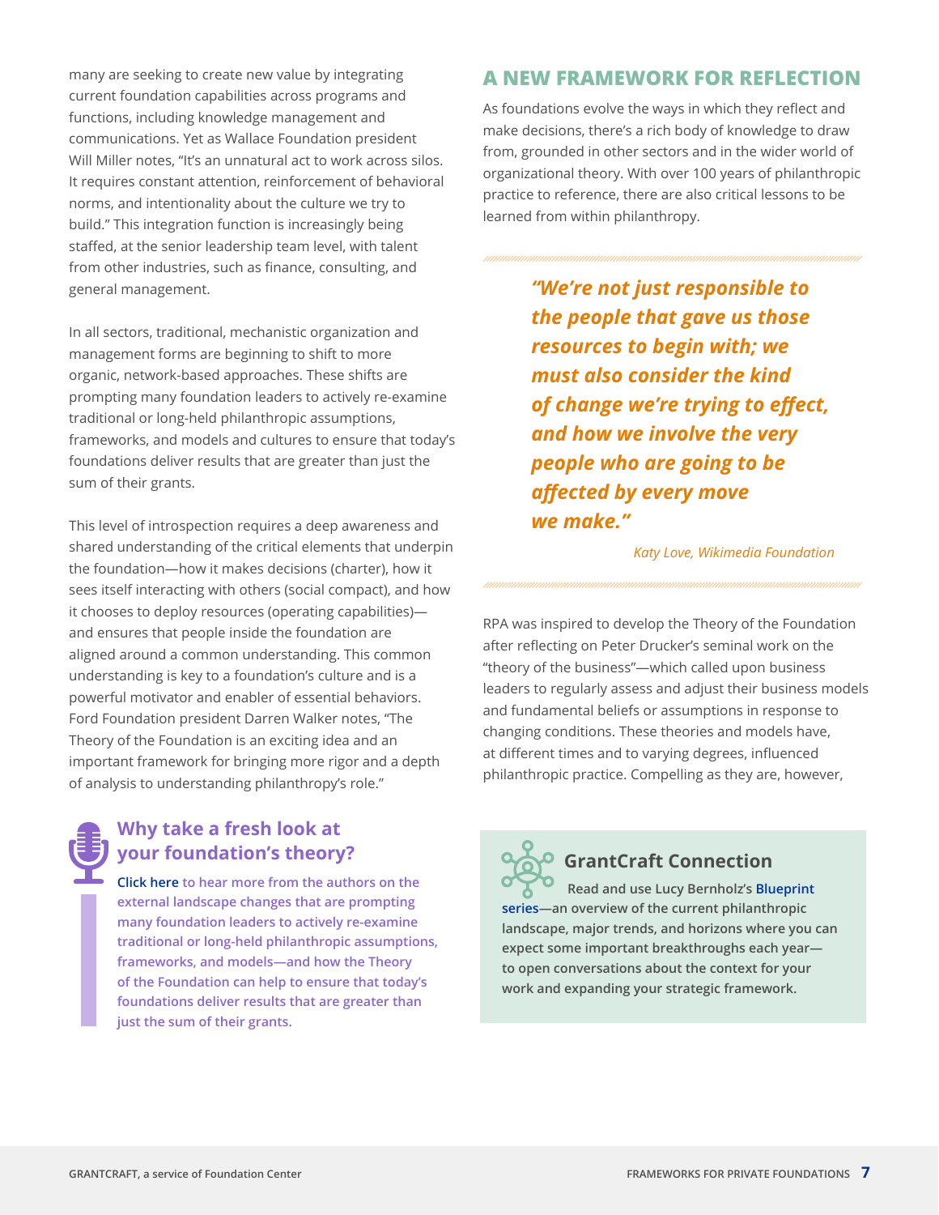many are seeking to create new value by integrating current foundation capabilities across programs and functions, including knowledge management and communications. Yet as Wallace Foundation president Will Miller notes, "It's an unnatural act to work across silos. It requires constant attention, reinforcement of behavioral norms, and intentionality about the culture we try to build." This integration function is increasingly being staffed, at the senior leadership team level, with talent from other industries, such as finance, consulting, and general management.

In all sectors, traditional, mechanistic organization and management forms are beginning to shift to more organic, network-based approaches. These shifts are prompting many foundation leaders to actively re-examine traditional or long-held philanthropic assumptions, frameworks, and models and cultures to ensure that today's foundations deliver results that are greater than just the sum of their grants.

This level of introspection requires a deep awareness and shared understanding of the critical elements that underpin the foundation—how it makes decisions (charter), how it sees itself interacting with others (social compact), and how it chooses to deploy resources (operating capabilities)—and ensures that people inside the foundation are aligned around a common understanding. This common understanding is key to a foundation's culture and is a powerful motivator and enabler of essential behaviors. Ford Foundation president Darren Walker notes, "The Theory of the Foundation is an exciting idea and an important framework for bringing more rigor and a depth of analysis to understanding philanthropy's role."

### Why take a fresh look at your foundation's theory?

Click here to hear more from the authors on the external landscape changes that are prompting many foundation leaders to actively re-examine traditional or long-held philanthropic assumptions, frameworks, and models—and how the Theory of the Foundation can help to ensure that today's foundations deliver results that are greater than just the sum of their grants.

## A NEW FRAMEWORK FOR REFLECTION

As foundations evolve the ways in which they reflect and make decisions, there's a rich body of knowledge to draw from, grounded in other sectors and in the wider world of organizational theory. With over 100 years of philanthropic practice to reference, there are also critical lessons to be learned from within philanthropy.

> ***"We're not just responsible to the people that gave us those resources to begin with; we must also consider the kind of change we're trying to effect, and how we involve the very people who are going to be affected by every move we make."***
>
> *Katy Love, Wikimedia Foundation*

RPA was inspired to develop the Theory of the Foundation after reflecting on Peter Drucker's seminal work on the "theory of the business"—which called upon business leaders to regularly assess and adjust their business models and fundamental beliefs or assumptions in response to changing conditions. These theories and models have, at different times and to varying degrees, influenced philanthropic practice. Compelling as they are, however,

### GrantCraft Connection

**Read and use Lucy Bernholz's Blueprint series—an overview of the current philanthropic landscape, major trends, and horizons where you can expect some important breakthroughs each year—to open conversations about the context for your work and expanding your strategic framework.**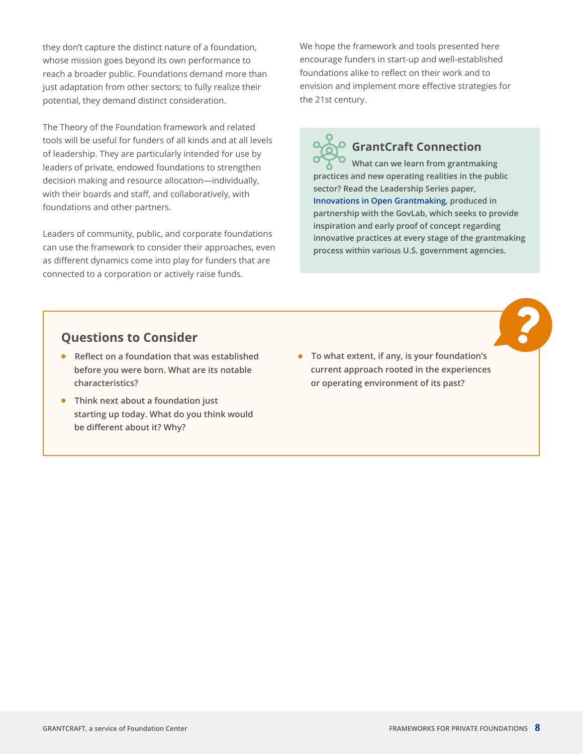they don't capture the distinct nature of a foundation, whose mission goes beyond its own performance to reach a broader public. Foundations demand more than just adaptation from other sectors; to fully realize their potential, they demand distinct consideration.

The Theory of the Foundation framework and related tools will be useful for funders of all kinds and at all levels of leadership. They are particularly intended for use by leaders of private, endowed foundations to strengthen decision making and resource allocation—individually, with their boards and staff, and collaboratively, with foundations and other partners.

Leaders of community, public, and corporate foundations can use the framework to consider their approaches, even as different dynamics come into play for funders that are connected to a corporation or actively raise funds.

We hope the framework and tools presented here encourage funders in start-up and well-established foundations alike to reflect on their work and to envision and implement more effective strategies for the 21st century.

### GrantCraft Connection

**What can we learn from grantmaking practices and new operating realities in the public sector? Read the Leadership Series paper, Innovations in Open Grantmaking, produced in partnership with the GovLab, which seeks to provide inspiration and early proof of concept regarding innovative practices at every stage of the grantmaking process within various U.S. government agencies.**

## Questions to Consider

- **Reflect on a foundation that was established before you were born. What are its notable characteristics?**
- **Think next about a foundation just starting up today. What do you think would be different about it? Why?**
- **To what extent, if any, is your foundation's current approach rooted in the experiences or operating environment of its past?**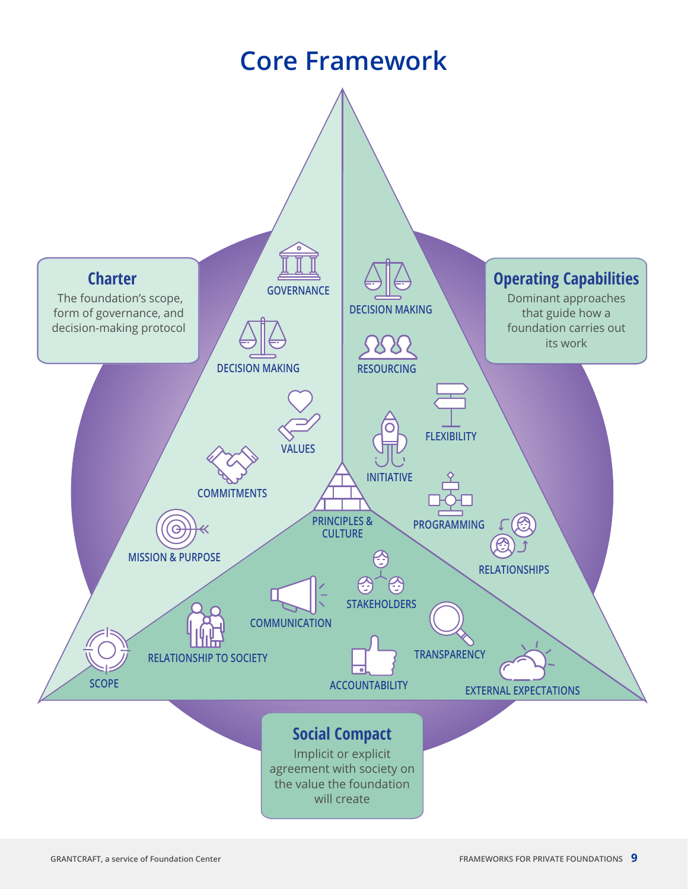# Core Framework

## Charter

The foundation's scope, form of governance, and decision-making protocol

- GOVERNANCE
- DECISION MAKING
- VALUES
- COMMITMENTS
- MISSION & PURPOSE
- SCOPE

## Operating Capabilities

Dominant approaches that guide how a foundation carries out its work

- DECISION MAKING
- RESOURCING
- FLEXIBILITY
- INITIATIVE
- PROGRAMMING
- RELATIONSHIPS

## Social Compact

Implicit or explicit agreement with society on the value the foundation will create

- STAKEHOLDERS
- COMMUNICATION
- RELATIONSHIP TO SOCIETY
- TRANSPARENCY
- ACCOUNTABILITY
- EXTERNAL EXPECTATIONS

PRINCIPLES & CULTURE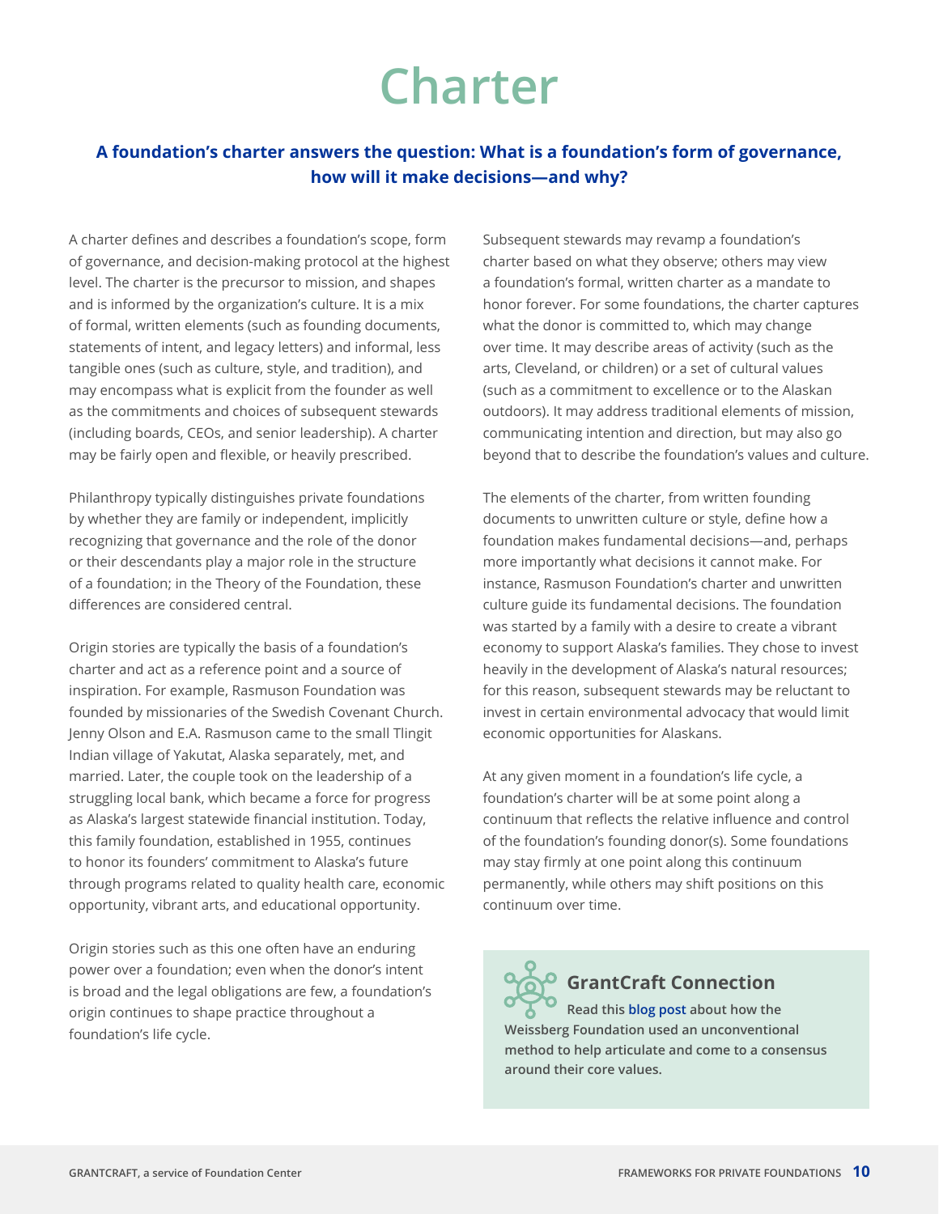# Charter

**A foundation's charter answers the question: What is a foundation's form of governance, how will it make decisions—and why?**

A charter defines and describes a foundation's scope, form of governance, and decision-making protocol at the highest level. The charter is the precursor to mission, and shapes and is informed by the organization's culture. It is a mix of formal, written elements (such as founding documents, statements of intent, and legacy letters) and informal, less tangible ones (such as culture, style, and tradition), and may encompass what is explicit from the founder as well as the commitments and choices of subsequent stewards (including boards, CEOs, and senior leadership). A charter may be fairly open and flexible, or heavily prescribed.

Philanthropy typically distinguishes private foundations by whether they are family or independent, implicitly recognizing that governance and the role of the donor or their descendants play a major role in the structure of a foundation; in the Theory of the Foundation, these differences are considered central.

Origin stories are typically the basis of a foundation's charter and act as a reference point and a source of inspiration. For example, Rasmuson Foundation was founded by missionaries of the Swedish Covenant Church. Jenny Olson and E.A. Rasmuson came to the small Tlingit Indian village of Yakutat, Alaska separately, met, and married. Later, the couple took on the leadership of a struggling local bank, which became a force for progress as Alaska's largest statewide financial institution. Today, this family foundation, established in 1955, continues to honor its founders' commitment to Alaska's future through programs related to quality health care, economic opportunity, vibrant arts, and educational opportunity.

Origin stories such as this one often have an enduring power over a foundation; even when the donor's intent is broad and the legal obligations are few, a foundation's origin continues to shape practice throughout a foundation's life cycle.

Subsequent stewards may revamp a foundation's charter based on what they observe; others may view a foundation's formal, written charter as a mandate to honor forever. For some foundations, the charter captures what the donor is committed to, which may change over time. It may describe areas of activity (such as the arts, Cleveland, or children) or a set of cultural values (such as a commitment to excellence or to the Alaskan outdoors). It may address traditional elements of mission, communicating intention and direction, but may also go beyond that to describe the foundation's values and culture.

The elements of the charter, from written founding documents to unwritten culture or style, define how a foundation makes fundamental decisions—and, perhaps more importantly what decisions it cannot make. For instance, Rasmuson Foundation's charter and unwritten culture guide its fundamental decisions. The foundation was started by a family with a desire to create a vibrant economy to support Alaska's families. They chose to invest heavily in the development of Alaska's natural resources; for this reason, subsequent stewards may be reluctant to invest in certain environmental advocacy that would limit economic opportunities for Alaskans.

At any given moment in a foundation's life cycle, a foundation's charter will be at some point along a continuum that reflects the relative influence and control of the foundation's founding donor(s). Some foundations may stay firmly at one point along this continuum permanently, while others may shift positions on this continuum over time.

> **GrantCraft Connection**
>
> **Read this blog post about how the Weissberg Foundation used an unconventional method to help articulate and come to a consensus around their core values.**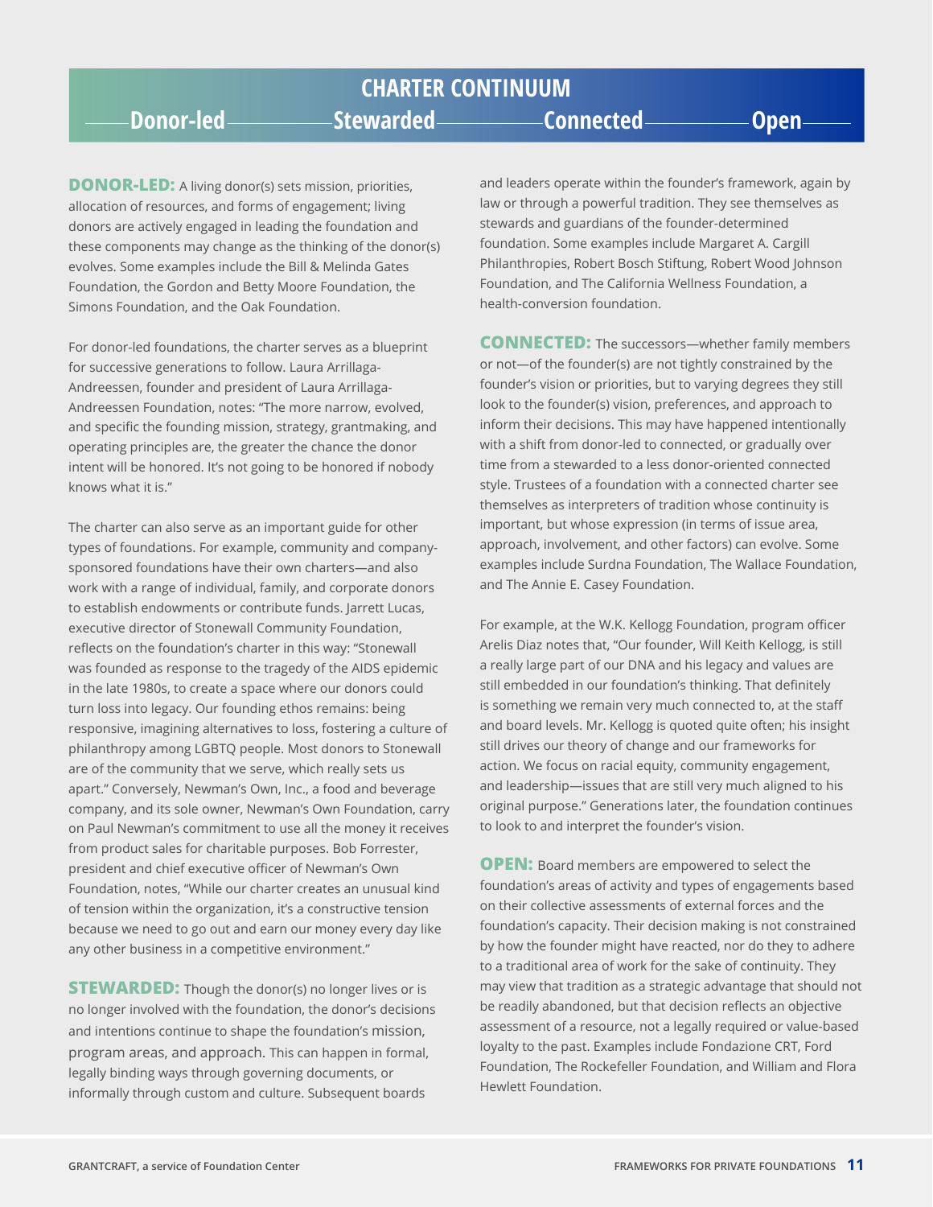## CHARTER CONTINUUM

**Donor-led — Stewarded — Connected — Open**

**DONOR-LED:** A living donor(s) sets mission, priorities, allocation of resources, and forms of engagement; living donors are actively engaged in leading the foundation and these components may change as the thinking of the donor(s) evolves. Some examples include the Bill & Melinda Gates Foundation, the Gordon and Betty Moore Foundation, the Simons Foundation, and the Oak Foundation.

For donor-led foundations, the charter serves as a blueprint for successive generations to follow. Laura Arrillaga-Andreessen, founder and president of Laura Arrillaga-Andreessen Foundation, notes: "The more narrow, evolved, and specific the founding mission, strategy, grantmaking, and operating principles are, the greater the chance the donor intent will be honored. It's not going to be honored if nobody knows what it is."

The charter can also serve as an important guide for other types of foundations. For example, community and company-sponsored foundations have their own charters—and also work with a range of individual, family, and corporate donors to establish endowments or contribute funds. Jarrett Lucas, executive director of Stonewall Community Foundation, reflects on the foundation's charter in this way: "Stonewall was founded as response to the tragedy of the AIDS epidemic in the late 1980s, to create a space where our donors could turn loss into legacy. Our founding ethos remains: being responsive, imagining alternatives to loss, fostering a culture of philanthropy among LGBTQ people. Most donors to Stonewall are of the community that we serve, which really sets us apart." Conversely, Newman's Own, Inc., a food and beverage company, and its sole owner, Newman's Own Foundation, carry on Paul Newman's commitment to use all the money it receives from product sales for charitable purposes. Bob Forrester, president and chief executive officer of Newman's Own Foundation, notes, "While our charter creates an unusual kind of tension within the organization, it's a constructive tension because we need to go out and earn our money every day like any other business in a competitive environment."

**STEWARDED:** Though the donor(s) no longer lives or is no longer involved with the foundation, the donor's decisions and intentions continue to shape the foundation's mission, program areas, and approach. This can happen in formal, legally binding ways through governing documents, or informally through custom and culture. Subsequent boards and leaders operate within the founder's framework, again by law or through a powerful tradition. They see themselves as stewards and guardians of the founder-determined foundation. Some examples include Margaret A. Cargill Philanthropies, Robert Bosch Stiftung, Robert Wood Johnson Foundation, and The California Wellness Foundation, a health-conversion foundation.

**CONNECTED:** The successors—whether family members or not—of the founder(s) are not tightly constrained by the founder's vision or priorities, but to varying degrees they still look to the founder(s) vision, preferences, and approach to inform their decisions. This may have happened intentionally with a shift from donor-led to connected, or gradually over time from a stewarded to a less donor-oriented connected style. Trustees of a foundation with a connected charter see themselves as interpreters of tradition whose continuity is important, but whose expression (in terms of issue area, approach, involvement, and other factors) can evolve. Some examples include Surdna Foundation, The Wallace Foundation, and The Annie E. Casey Foundation.

For example, at the W.K. Kellogg Foundation, program officer Arelis Diaz notes that, "Our founder, Will Keith Kellogg, is still a really large part of our DNA and his legacy and values are still embedded in our foundation's thinking. That definitely is something we remain very much connected to, at the staff and board levels. Mr. Kellogg is quoted quite often; his insight still drives our theory of change and our frameworks for action. We focus on racial equity, community engagement, and leadership—issues that are still very much aligned to his original purpose." Generations later, the foundation continues to look to and interpret the founder's vision.

**OPEN:** Board members are empowered to select the foundation's areas of activity and types of engagements based on their collective assessments of external forces and the foundation's capacity. Their decision making is not constrained by how the founder might have reacted, nor do they to adhere to a traditional area of work for the sake of continuity. They may view that tradition as a strategic advantage that should not be readily abandoned, but that decision reflects an objective assessment of a resource, not a legally required or value-based loyalty to the past. Examples include Fondazione CRT, Ford Foundation, The Rockefeller Foundation, and William and Flora Hewlett Foundation.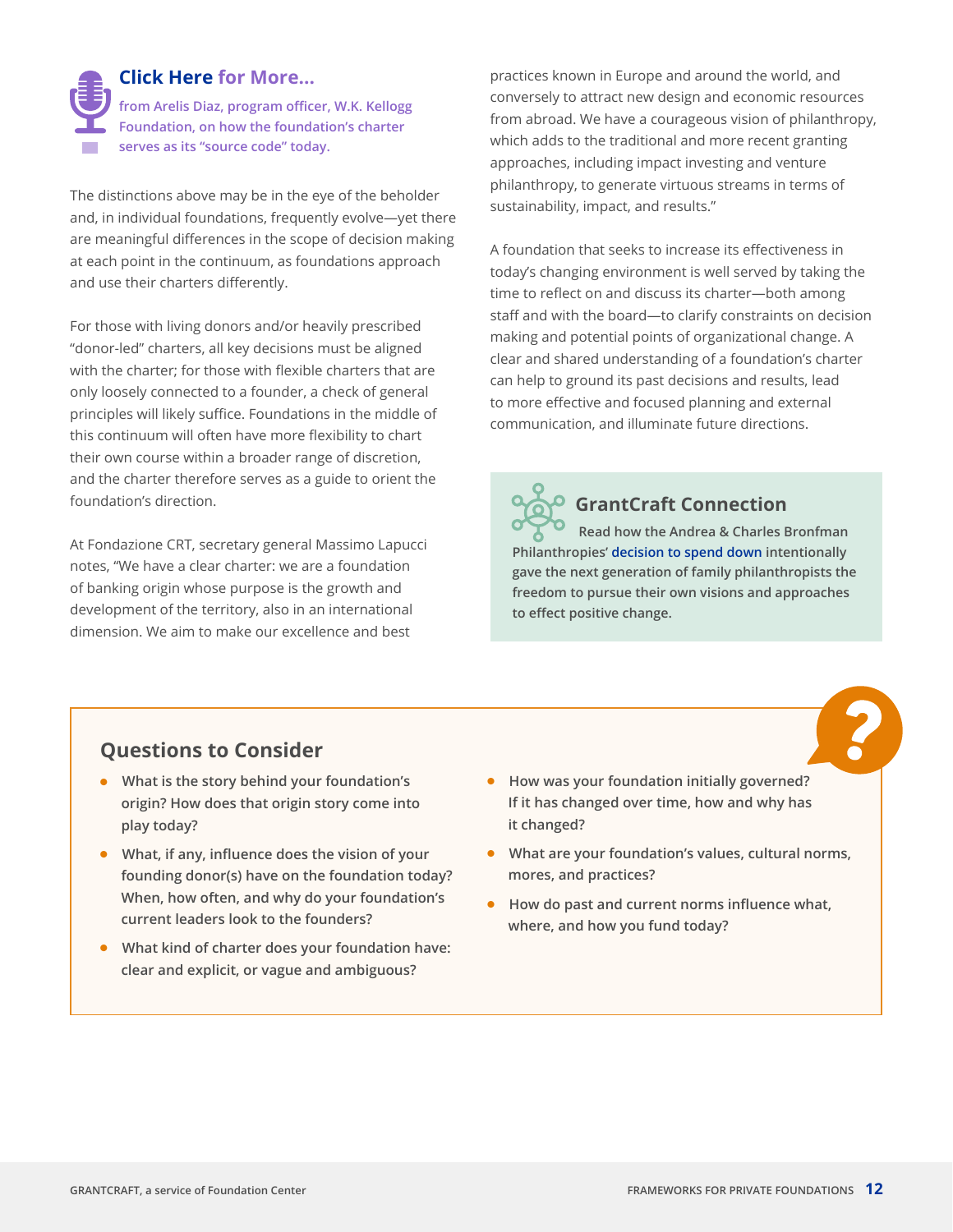**Click Here for More...**

from Arelis Diaz, program officer, W.K. Kellogg Foundation, on how the foundation's charter serves as its "source code" today.

The distinctions above may be in the eye of the beholder and, in individual foundations, frequently evolve—yet there are meaningful differences in the scope of decision making at each point in the continuum, as foundations approach and use their charters differently.

For those with living donors and/or heavily prescribed "donor-led" charters, all key decisions must be aligned with the charter; for those with flexible charters that are only loosely connected to a founder, a check of general principles will likely suffice. Foundations in the middle of this continuum will often have more flexibility to chart their own course within a broader range of discretion, and the charter therefore serves as a guide to orient the foundation's direction.

At Fondazione CRT, secretary general Massimo Lapucci notes, "We have a clear charter: we are a foundation of banking origin whose purpose is the growth and development of the territory, also in an international dimension. We aim to make our excellence and best practices known in Europe and around the world, and conversely to attract new design and economic resources from abroad. We have a courageous vision of philanthropy, which adds to the traditional and more recent granting approaches, including impact investing and venture philanthropy, to generate virtuous streams in terms of sustainability, impact, and results."

A foundation that seeks to increase its effectiveness in today's changing environment is well served by taking the time to reflect on and discuss its charter—both among staff and with the board—to clarify constraints on decision making and potential points of organizational change. A clear and shared understanding of a foundation's charter can help to ground its past decisions and results, lead to more effective and focused planning and external communication, and illuminate future directions.

### GrantCraft Connection

**Read how the Andrea & Charles Bronfman Philanthropies' decision to spend down intentionally gave the next generation of family philanthropists the freedom to pursue their own visions and approaches to effect positive change.**

## Questions to Consider

- **What is the story behind your foundation's origin? How does that origin story come into play today?**
- **What, if any, influence does the vision of your founding donor(s) have on the foundation today? When, how often, and why do your foundation's current leaders look to the founders?**
- **What kind of charter does your foundation have: clear and explicit, or vague and ambiguous?**
- **How was your foundation initially governed? If it has changed over time, how and why has it changed?**
- **What are your foundation's values, cultural norms, mores, and practices?**
- **How do past and current norms influence what, where, and how you fund today?**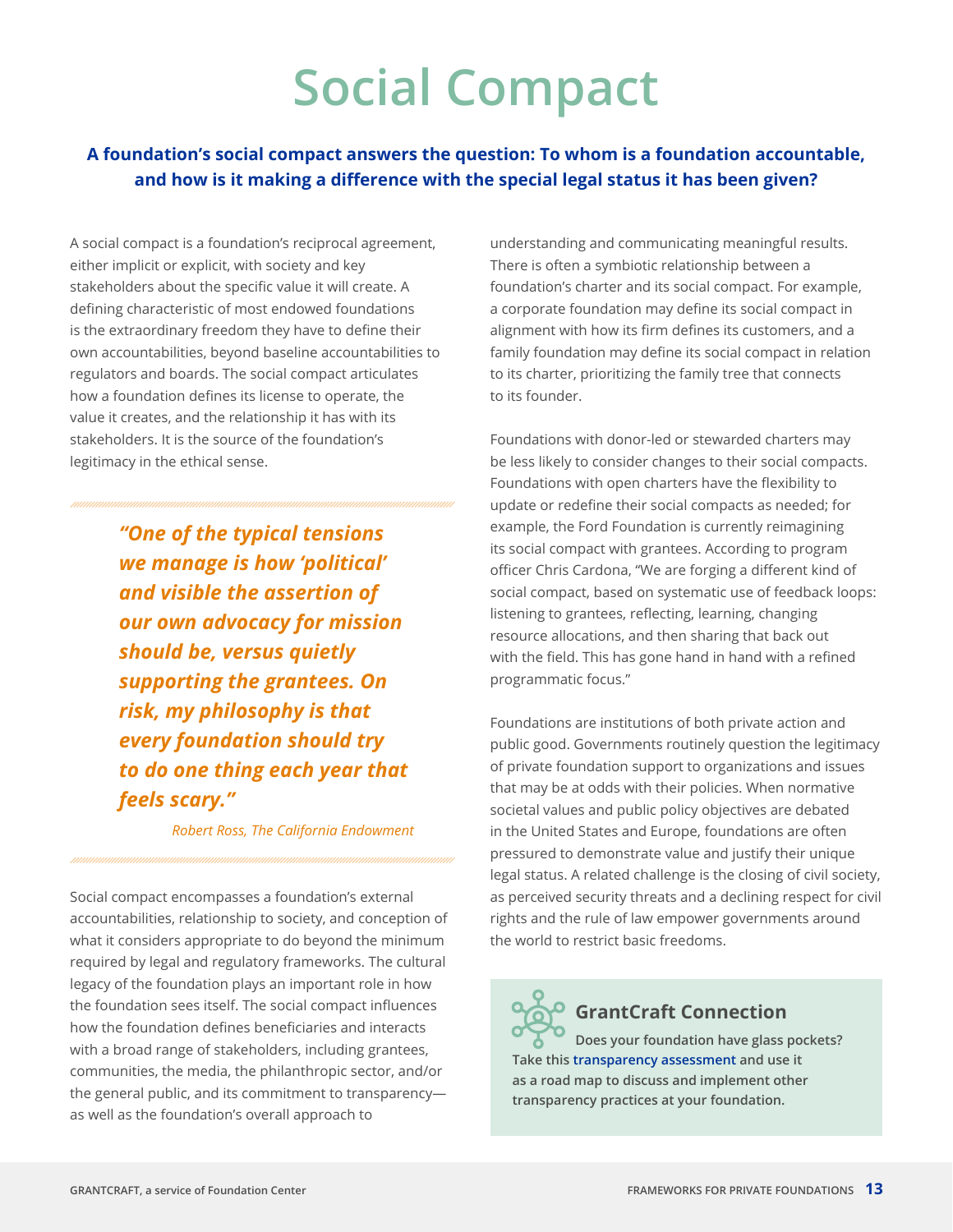# Social Compact

**A foundation's social compact answers the question: To whom is a foundation accountable, and how is it making a difference with the special legal status it has been given?**

A social compact is a foundation's reciprocal agreement, either implicit or explicit, with society and key stakeholders about the specific value it will create. A defining characteristic of most endowed foundations is the extraordinary freedom they have to define their own accountabilities, beyond baseline accountabilities to regulators and boards. The social compact articulates how a foundation defines its license to operate, the value it creates, and the relationship it has with its stakeholders. It is the source of the foundation's legitimacy in the ethical sense.

> ***"One of the typical tensions we manage is how 'political' and visible the assertion of our own advocacy for mission should be, versus quietly supporting the grantees. On risk, my philosophy is that every foundation should try to do one thing each year that feels scary."***
>
> *Robert Ross, The California Endowment*

Social compact encompasses a foundation's external accountabilities, relationship to society, and conception of what it considers appropriate to do beyond the minimum required by legal and regulatory frameworks. The cultural legacy of the foundation plays an important role in how the foundation sees itself. The social compact influences how the foundation defines beneficiaries and interacts with a broad range of stakeholders, including grantees, communities, the media, the philanthropic sector, and/or the general public, and its commitment to transparency—as well as the foundation's overall approach to understanding and communicating meaningful results. There is often a symbiotic relationship between a foundation's charter and its social compact. For example, a corporate foundation may define its social compact in alignment with how its firm defines its customers, and a family foundation may define its social compact in relation to its charter, prioritizing the family tree that connects to its founder.

Foundations with donor-led or stewarded charters may be less likely to consider changes to their social compacts. Foundations with open charters have the flexibility to update or redefine their social compacts as needed; for example, the Ford Foundation is currently reimagining its social compact with grantees. According to program officer Chris Cardona, "We are forging a different kind of social compact, based on systematic use of feedback loops: listening to grantees, reflecting, learning, changing resource allocations, and then sharing that back out with the field. This has gone hand in hand with a refined programmatic focus."

Foundations are institutions of both private action and public good. Governments routinely question the legitimacy of private foundation support to organizations and issues that may be at odds with their policies. When normative societal values and public policy objectives are debated in the United States and Europe, foundations are often pressured to demonstrate value and justify their unique legal status. A related challenge is the closing of civil society, as perceived security threats and a declining respect for civil rights and the rule of law empower governments around the world to restrict basic freedoms.

### GrantCraft Connection

**Does your foundation have glass pockets? Take this transparency assessment and use it as a road map to discuss and implement other transparency practices at your foundation.**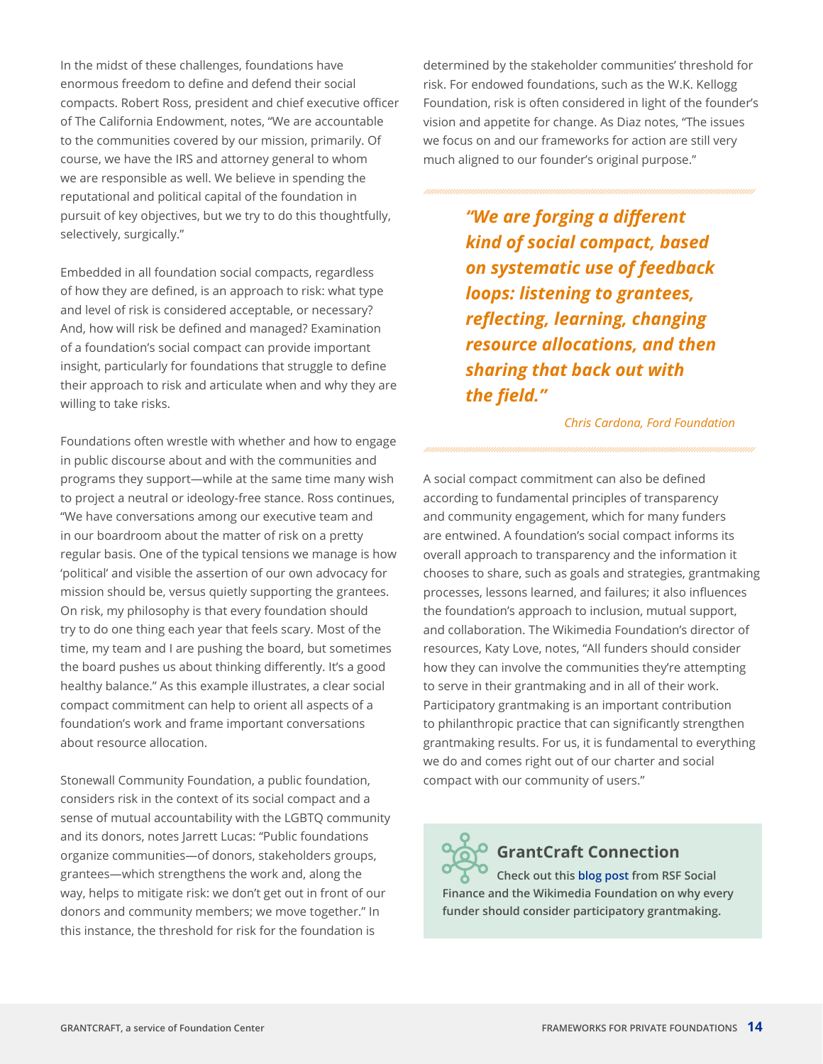In the midst of these challenges, foundations have enormous freedom to define and defend their social compacts. Robert Ross, president and chief executive officer of The California Endowment, notes, "We are accountable to the communities covered by our mission, primarily. Of course, we have the IRS and attorney general to whom we are responsible as well. We believe in spending the reputational and political capital of the foundation in pursuit of key objectives, but we try to do this thoughtfully, selectively, surgically."

Embedded in all foundation social compacts, regardless of how they are defined, is an approach to risk: what type and level of risk is considered acceptable, or necessary? And, how will risk be defined and managed? Examination of a foundation's social compact can provide important insight, particularly for foundations that struggle to define their approach to risk and articulate when and why they are willing to take risks.

Foundations often wrestle with whether and how to engage in public discourse about and with the communities and programs they support—while at the same time many wish to project a neutral or ideology-free stance. Ross continues, "We have conversations among our executive team and in our boardroom about the matter of risk on a pretty regular basis. One of the typical tensions we manage is how 'political' and visible the assertion of our own advocacy for mission should be, versus quietly supporting the grantees. On risk, my philosophy is that every foundation should try to do one thing each year that feels scary. Most of the time, my team and I are pushing the board, but sometimes the board pushes us about thinking differently. It's a good healthy balance." As this example illustrates, a clear social compact commitment can help to orient all aspects of a foundation's work and frame important conversations about resource allocation.

Stonewall Community Foundation, a public foundation, considers risk in the context of its social compact and a sense of mutual accountability with the LGBTQ community and its donors, notes Jarrett Lucas: "Public foundations organize communities—of donors, stakeholders groups, grantees—which strengthens the work and, along the way, helps to mitigate risk: we don't get out in front of our donors and community members; we move together." In this instance, the threshold for risk for the foundation is determined by the stakeholder communities' threshold for risk. For endowed foundations, such as the W.K. Kellogg Foundation, risk is often considered in light of the founder's vision and appetite for change. As Diaz notes, "The issues we focus on and our frameworks for action are still very much aligned to our founder's original purpose."

> ***"We are forging a different kind of social compact, based on systematic use of feedback loops: listening to grantees, reflecting, learning, changing resource allocations, and then sharing that back out with the field."***
>
> *Chris Cardona, Ford Foundation*

A social compact commitment can also be defined according to fundamental principles of transparency and community engagement, which for many funders are entwined. A foundation's social compact informs its overall approach to transparency and the information it chooses to share, such as goals and strategies, grantmaking processes, lessons learned, and failures; it also influences the foundation's approach to inclusion, mutual support, and collaboration. The Wikimedia Foundation's director of resources, Katy Love, notes, "All funders should consider how they can involve the communities they're attempting to serve in their grantmaking and in all of their work. Participatory grantmaking is an important contribution to philanthropic practice that can significantly strengthen grantmaking results. For us, it is fundamental to everything we do and comes right out of our charter and social compact with our community of users."

> **GrantCraft Connection**
>
> **Check out this blog post from RSF Social Finance and the Wikimedia Foundation on why every funder should consider participatory grantmaking.**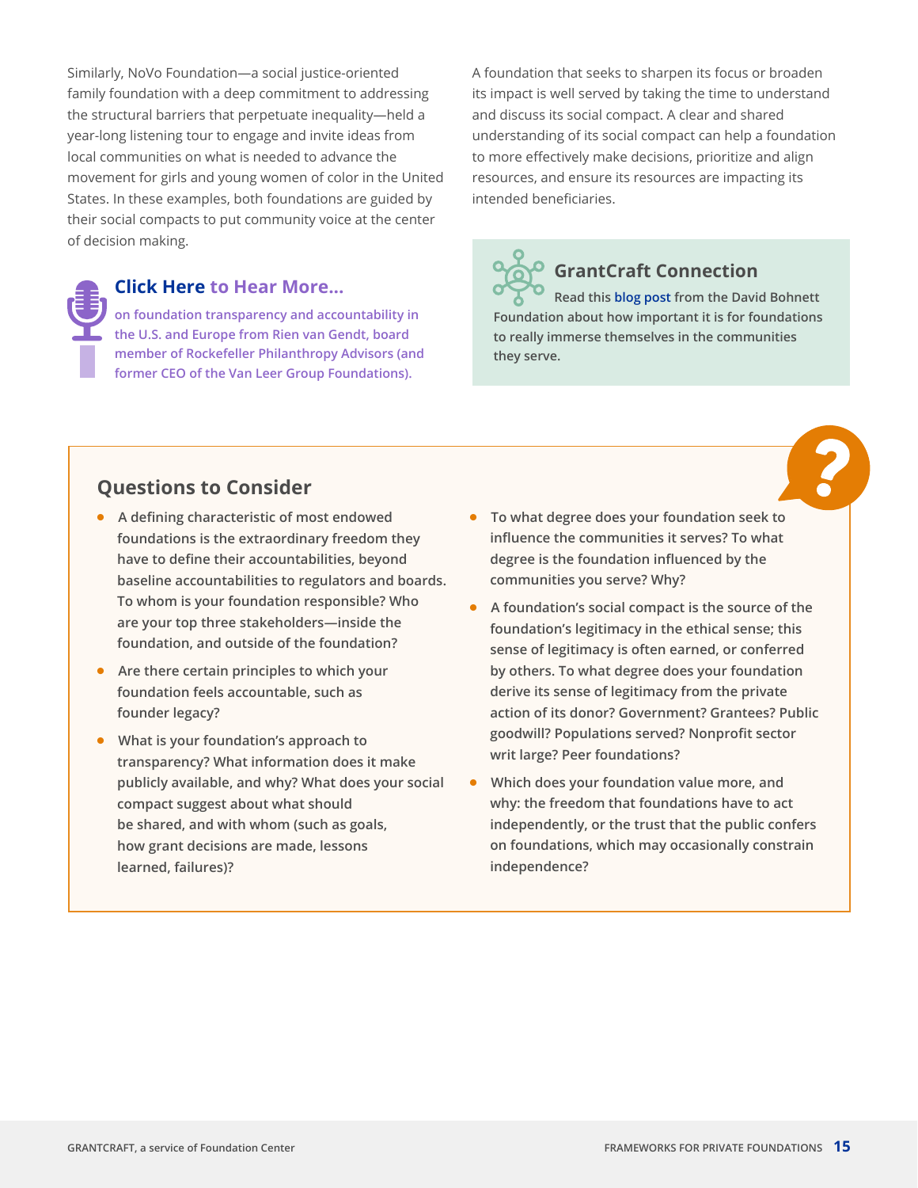Similarly, NoVo Foundation—a social justice-oriented family foundation with a deep commitment to addressing the structural barriers that perpetuate inequality—held a year-long listening tour to engage and invite ideas from local communities on what is needed to advance the movement for girls and young women of color in the United States. In these examples, both foundations are guided by their social compacts to put community voice at the center of decision making.

### Click Here to Hear More...

on foundation transparency and accountability in the U.S. and Europe from Rien van Gendt, board member of Rockefeller Philanthropy Advisors (and former CEO of the Van Leer Group Foundations).

A foundation that seeks to sharpen its focus or broaden its impact is well served by taking the time to understand and discuss its social compact. A clear and shared understanding of its social compact can help a foundation to more effectively make decisions, prioritize and align resources, and ensure its resources are impacting its intended beneficiaries.

### GrantCraft Connection

Read this blog post from the David Bohnett Foundation about how important it is for foundations to really immerse themselves in the communities they serve.

## Questions to Consider

- A defining characteristic of most endowed foundations is the extraordinary freedom they have to define their accountabilities, beyond baseline accountabilities to regulators and boards. To whom is your foundation responsible? Who are your top three stakeholders—inside the foundation, and outside of the foundation?
- Are there certain principles to which your foundation feels accountable, such as founder legacy?
- What is your foundation's approach to transparency? What information does it make publicly available, and why? What does your social compact suggest about what should be shared, and with whom (such as goals, how grant decisions are made, lessons learned, failures)?
- To what degree does your foundation seek to influence the communities it serves? To what degree is the foundation influenced by the communities you serve? Why?
- A foundation's social compact is the source of the foundation's legitimacy in the ethical sense; this sense of legitimacy is often earned, or conferred by others. To what degree does your foundation derive its sense of legitimacy from the private action of its donor? Government? Grantees? Public goodwill? Populations served? Nonprofit sector writ large? Peer foundations?
- Which does your foundation value more, and why: the freedom that foundations have to act independently, or the trust that the public confers on foundations, which may occasionally constrain independence?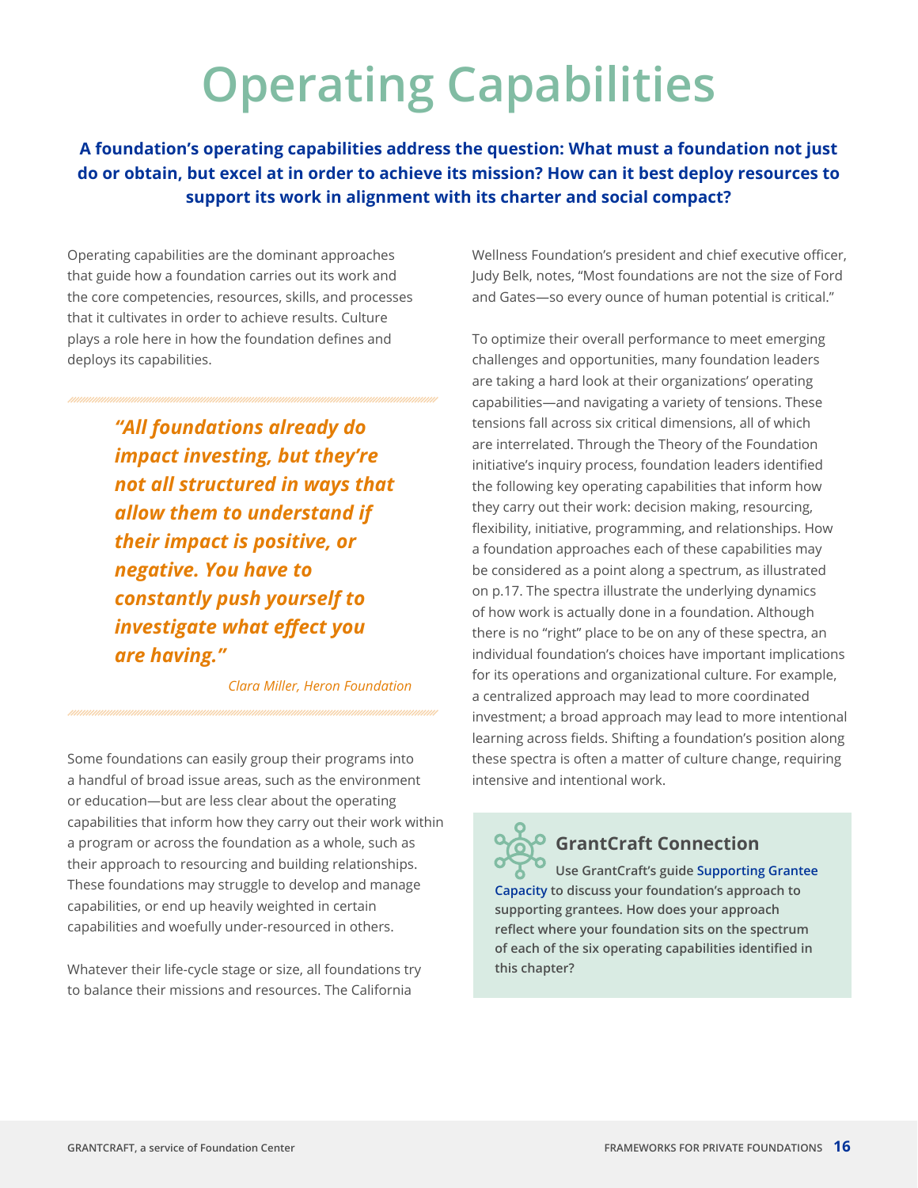# Operating Capabilities

**A foundation's operating capabilities address the question: What must a foundation not just do or obtain, but excel at in order to achieve its mission? How can it best deploy resources to support its work in alignment with its charter and social compact?**

Operating capabilities are the dominant approaches that guide how a foundation carries out its work and the core competencies, resources, skills, and processes that it cultivates in order to achieve results. Culture plays a role here in how the foundation defines and deploys its capabilities.

> ***"All foundations already do impact investing, but they're not all structured in ways that allow them to understand if their impact is positive, or negative. You have to constantly push yourself to investigate what effect you are having."***
>
> *Clara Miller, Heron Foundation*

Some foundations can easily group their programs into a handful of broad issue areas, such as the environment or education—but are less clear about the operating capabilities that inform how they carry out their work within a program or across the foundation as a whole, such as their approach to resourcing and building relationships. These foundations may struggle to develop and manage capabilities, or end up heavily weighted in certain capabilities and woefully under-resourced in others.

Whatever their life-cycle stage or size, all foundations try to balance their missions and resources. The California Wellness Foundation's president and chief executive officer, Judy Belk, notes, "Most foundations are not the size of Ford and Gates—so every ounce of human potential is critical."

To optimize their overall performance to meet emerging challenges and opportunities, many foundation leaders are taking a hard look at their organizations' operating capabilities—and navigating a variety of tensions. These tensions fall across six critical dimensions, all of which are interrelated. Through the Theory of the Foundation initiative's inquiry process, foundation leaders identified the following key operating capabilities that inform how they carry out their work: decision making, resourcing, flexibility, initiative, programming, and relationships. How a foundation approaches each of these capabilities may be considered as a point along a spectrum, as illustrated on p.17. The spectra illustrate the underlying dynamics of how work is actually done in a foundation. Although there is no "right" place to be on any of these spectra, an individual foundation's choices have important implications for its operations and organizational culture. For example, a centralized approach may lead to more coordinated investment; a broad approach may lead to more intentional learning across fields. Shifting a foundation's position along these spectra is often a matter of culture change, requiring intensive and intentional work.

### GrantCraft Connection

**Use GrantCraft's guide Supporting Grantee Capacity to discuss your foundation's approach to supporting grantees. How does your approach reflect where your foundation sits on the spectrum of each of the six operating capabilities identified in this chapter?**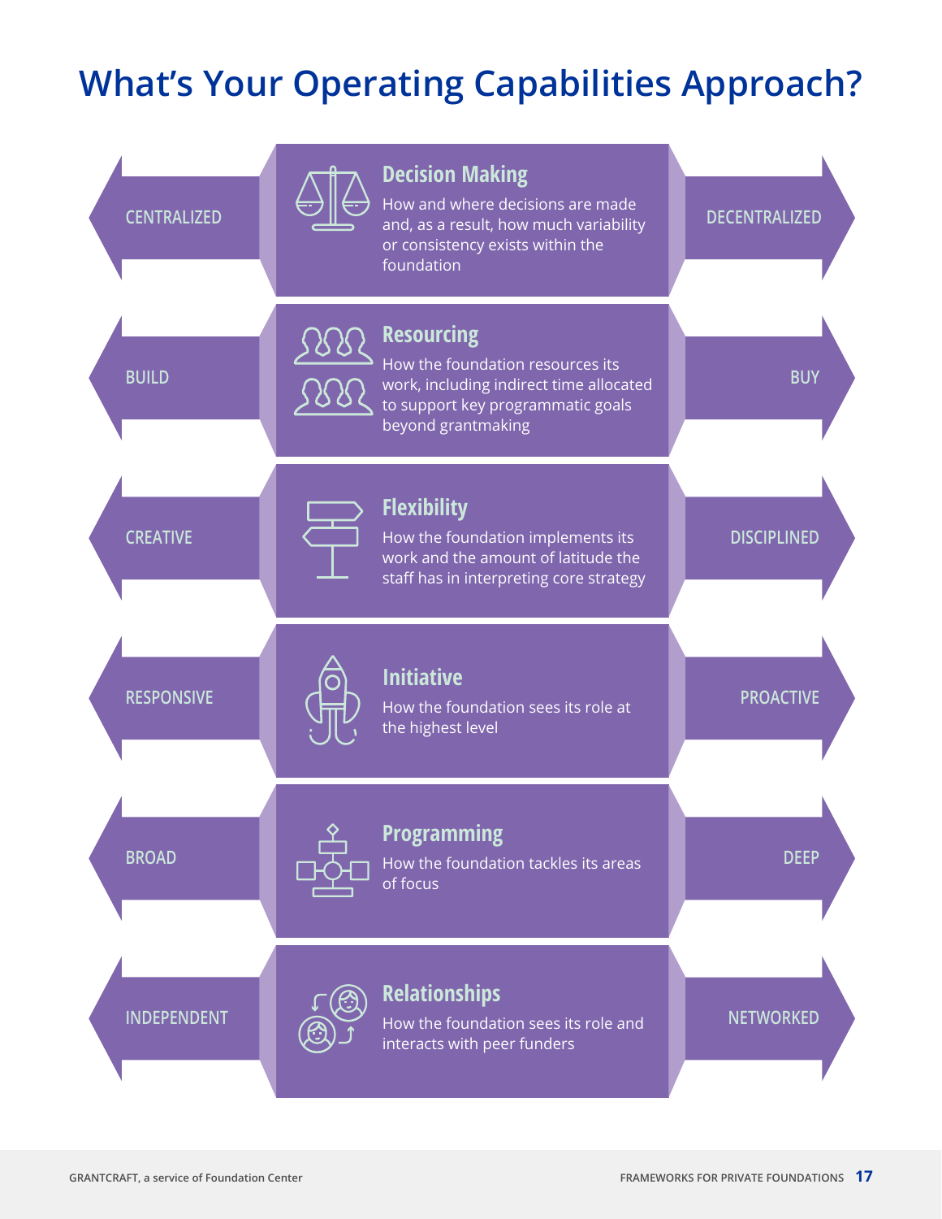# What's Your Operating Capabilities Approach?

| | | |
|---|---|---|
| CENTRALIZED | **Decision Making**<br>How and where decisions are made and, as a result, how much variability or consistency exists within the foundation | DECENTRALIZED |
| BUILD | **Resourcing**<br>How the foundation resources its work, including indirect time allocated to support key programmatic goals beyond grantmaking | BUY |
| CREATIVE | **Flexibility**<br>How the foundation implements its work and the amount of latitude the staff has in interpreting core strategy | DISCIPLINED |
| RESPONSIVE | **Initiative**<br>How the foundation sees its role at the highest level | PROACTIVE |
| BROAD | **Programming**<br>How the foundation tackles its areas of focus | DEEP |
| INDEPENDENT | **Relationships**<br>How the foundation sees its role and interacts with peer funders | NETWORKED |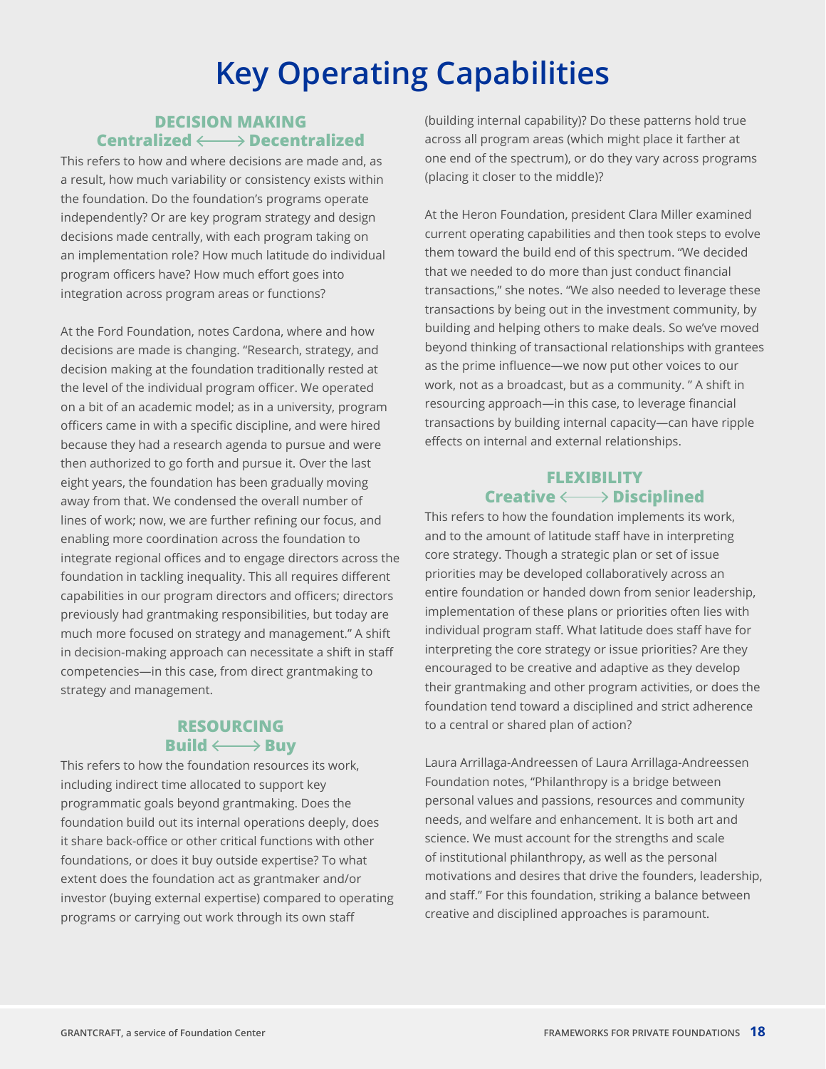# Key Operating Capabilities

### DECISION MAKING
### Centralized ⟷ Decentralized

This refers to how and where decisions are made and, as a result, how much variability or consistency exists within the foundation. Do the foundation's programs operate independently? Or are key program strategy and design decisions made centrally, with each program taking on an implementation role? How much latitude do individual program officers have? How much effort goes into integration across program areas or functions?

At the Ford Foundation, notes Cardona, where and how decisions are made is changing. "Research, strategy, and decision making at the foundation traditionally rested at the level of the individual program officer. We operated on a bit of an academic model; as in a university, program officers came in with a specific discipline, and were hired because they had a research agenda to pursue and were then authorized to go forth and pursue it. Over the last eight years, the foundation has been gradually moving away from that. We condensed the overall number of lines of work; now, we are further refining our focus, and enabling more coordination across the foundation to integrate regional offices and to engage directors across the foundation in tackling inequality. This all requires different capabilities in our program directors and officers; directors previously had grantmaking responsibilities, but today are much more focused on strategy and management." A shift in decision-making approach can necessitate a shift in staff competencies—in this case, from direct grantmaking to strategy and management.

### RESOURCING
### Build ⟷ Buy

This refers to how the foundation resources its work, including indirect time allocated to support key programmatic goals beyond grantmaking. Does the foundation build out its internal operations deeply, does it share back-office or other critical functions with other foundations, or does it buy outside expertise? To what extent does the foundation act as grantmaker and/or investor (buying external expertise) compared to operating programs or carrying out work through its own staff (building internal capability)? Do these patterns hold true across all program areas (which might place it farther at one end of the spectrum), or do they vary across programs (placing it closer to the middle)?

At the Heron Foundation, president Clara Miller examined current operating capabilities and then took steps to evolve them toward the build end of this spectrum. "We decided that we needed to do more than just conduct financial transactions," she notes. "We also needed to leverage these transactions by being out in the investment community, by building and helping others to make deals. So we've moved beyond thinking of transactional relationships with grantees as the prime influence—we now put other voices to our work, not as a broadcast, but as a community. " A shift in resourcing approach—in this case, to leverage financial transactions by building internal capacity—can have ripple effects on internal and external relationships.

### FLEXIBILITY
### Creative ⟷ Disciplined

This refers to how the foundation implements its work, and to the amount of latitude staff have in interpreting core strategy. Though a strategic plan or set of issue priorities may be developed collaboratively across an entire foundation or handed down from senior leadership, implementation of these plans or priorities often lies with individual program staff. What latitude does staff have for interpreting the core strategy or issue priorities? Are they encouraged to be creative and adaptive as they develop their grantmaking and other program activities, or does the foundation tend toward a disciplined and strict adherence to a central or shared plan of action?

Laura Arrillaga-Andreessen of Laura Arrillaga-Andreessen Foundation notes, "Philanthropy is a bridge between personal values and passions, resources and community needs, and welfare and enhancement. It is both art and science. We must account for the strengths and scale of institutional philanthropy, as well as the personal motivations and desires that drive the founders, leadership, and staff." For this foundation, striking a balance between creative and disciplined approaches is paramount.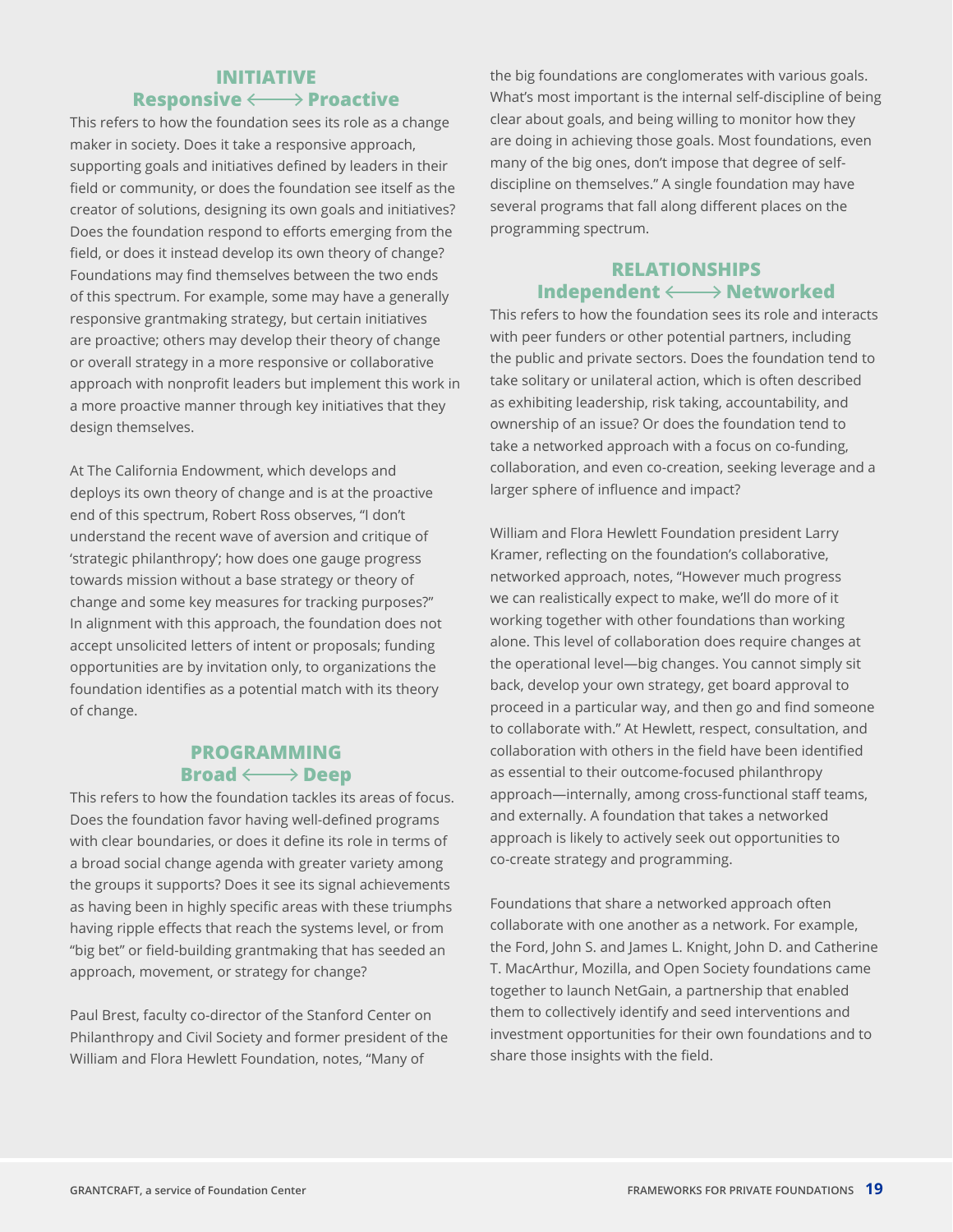## INITIATIVE
### Responsive ⟷ Proactive

This refers to how the foundation sees its role as a change maker in society. Does it take a responsive approach, supporting goals and initiatives defined by leaders in their field or community, or does the foundation see itself as the creator of solutions, designing its own goals and initiatives? Does the foundation respond to efforts emerging from the field, or does it instead develop its own theory of change? Foundations may find themselves between the two ends of this spectrum. For example, some may have a generally responsive grantmaking strategy, but certain initiatives are proactive; others may develop their theory of change or overall strategy in a more responsive or collaborative approach with nonprofit leaders but implement this work in a more proactive manner through key initiatives that they design themselves.

At The California Endowment, which develops and deploys its own theory of change and is at the proactive end of this spectrum, Robert Ross observes, "I don't understand the recent wave of aversion and critique of 'strategic philanthropy'; how does one gauge progress towards mission without a base strategy or theory of change and some key measures for tracking purposes?" In alignment with this approach, the foundation does not accept unsolicited letters of intent or proposals; funding opportunities are by invitation only, to organizations the foundation identifies as a potential match with its theory of change.

## PROGRAMMING
### Broad ⟷ Deep

This refers to how the foundation tackles its areas of focus. Does the foundation favor having well-defined programs with clear boundaries, or does it define its role in terms of a broad social change agenda with greater variety among the groups it supports? Does it see its signal achievements as having been in highly specific areas with these triumphs having ripple effects that reach the systems level, or from "big bet" or field-building grantmaking that has seeded an approach, movement, or strategy for change?

Paul Brest, faculty co-director of the Stanford Center on Philanthropy and Civil Society and former president of the William and Flora Hewlett Foundation, notes, "Many of the big foundations are conglomerates with various goals. What's most important is the internal self-discipline of being clear about goals, and being willing to monitor how they are doing in achieving those goals. Most foundations, even many of the big ones, don't impose that degree of self-discipline on themselves." A single foundation may have several programs that fall along different places on the programming spectrum.

## RELATIONSHIPS
### Independent ⟷ Networked

This refers to how the foundation sees its role and interacts with peer funders or other potential partners, including the public and private sectors. Does the foundation tend to take solitary or unilateral action, which is often described as exhibiting leadership, risk taking, accountability, and ownership of an issue? Or does the foundation tend to take a networked approach with a focus on co-funding, collaboration, and even co-creation, seeking leverage and a larger sphere of influence and impact?

William and Flora Hewlett Foundation president Larry Kramer, reflecting on the foundation's collaborative, networked approach, notes, "However much progress we can realistically expect to make, we'll do more of it working together with other foundations than working alone. This level of collaboration does require changes at the operational level—big changes. You cannot simply sit back, develop your own strategy, get board approval to proceed in a particular way, and then go and find someone to collaborate with." At Hewlett, respect, consultation, and collaboration with others in the field have been identified as essential to their outcome-focused philanthropy approach—internally, among cross-functional staff teams, and externally. A foundation that takes a networked approach is likely to actively seek out opportunities to co-create strategy and programming.

Foundations that share a networked approach often collaborate with one another as a network. For example, the Ford, John S. and James L. Knight, John D. and Catherine T. MacArthur, Mozilla, and Open Society foundations came together to launch NetGain, a partnership that enabled them to collectively identify and seed interventions and investment opportunities for their own foundations and to share those insights with the field.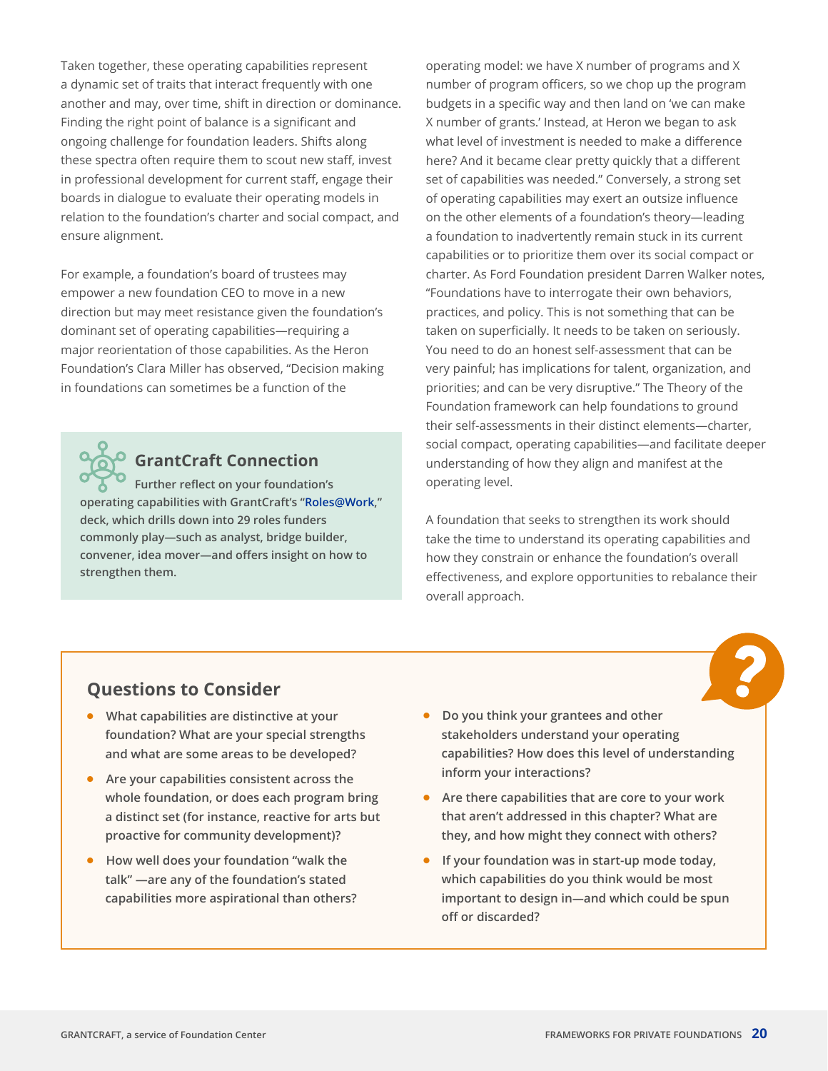Taken together, these operating capabilities represent a dynamic set of traits that interact frequently with one another and may, over time, shift in direction or dominance. Finding the right point of balance is a significant and ongoing challenge for foundation leaders. Shifts along these spectra often require them to scout new staff, invest in professional development for current staff, engage their boards in dialogue to evaluate their operating models in relation to the foundation's charter and social compact, and ensure alignment.

For example, a foundation's board of trustees may empower a new foundation CEO to move in a new direction but may meet resistance given the foundation's dominant set of operating capabilities—requiring a major reorientation of those capabilities. As the Heron Foundation's Clara Miller has observed, "Decision making in foundations can sometimes be a function of the operating model: we have X number of programs and X number of program officers, so we chop up the program budgets in a specific way and then land on 'we can make X number of grants.' Instead, at Heron we began to ask what level of investment is needed to make a difference here? And it became clear pretty quickly that a different set of capabilities was needed." Conversely, a strong set of operating capabilities may exert an outsize influence on the other elements of a foundation's theory—leading a foundation to inadvertently remain stuck in its current capabilities or to prioritize them over its social compact or charter. As Ford Foundation president Darren Walker notes, "Foundations have to interrogate their own behaviors, practices, and policy. This is not something that can be taken on superficially. It needs to be taken on seriously. You need to do an honest self-assessment that can be very painful; has implications for talent, organization, and priorities; and can be very disruptive." The Theory of the Foundation framework can help foundations to ground their self-assessments in their distinct elements—charter, social compact, operating capabilities—and facilitate deeper understanding of how they align and manifest at the operating level.

A foundation that seeks to strengthen its work should take the time to understand its operating capabilities and how they constrain or enhance the foundation's overall effectiveness, and explore opportunities to rebalance their overall approach.

### GrantCraft Connection

**Further reflect on your foundation's operating capabilities with GrantCraft's "Roles@Work," deck, which drills down into 29 roles funders commonly play—such as analyst, bridge builder, convener, idea mover—and offers insight on how to strengthen them.**

## Questions to Consider

- What capabilities are distinctive at your foundation? What are your special strengths and what are some areas to be developed?
- Are your capabilities consistent across the whole foundation, or does each program bring a distinct set (for instance, reactive for arts but proactive for community development)?
- How well does your foundation "walk the talk" —are any of the foundation's stated capabilities more aspirational than others?
- Do you think your grantees and other stakeholders understand your operating capabilities? How does this level of understanding inform your interactions?
- Are there capabilities that are core to your work that aren't addressed in this chapter? What are they, and how might they connect with others?
- If your foundation was in start-up mode today, which capabilities do you think would be most important to design in—and which could be spun off or discarded?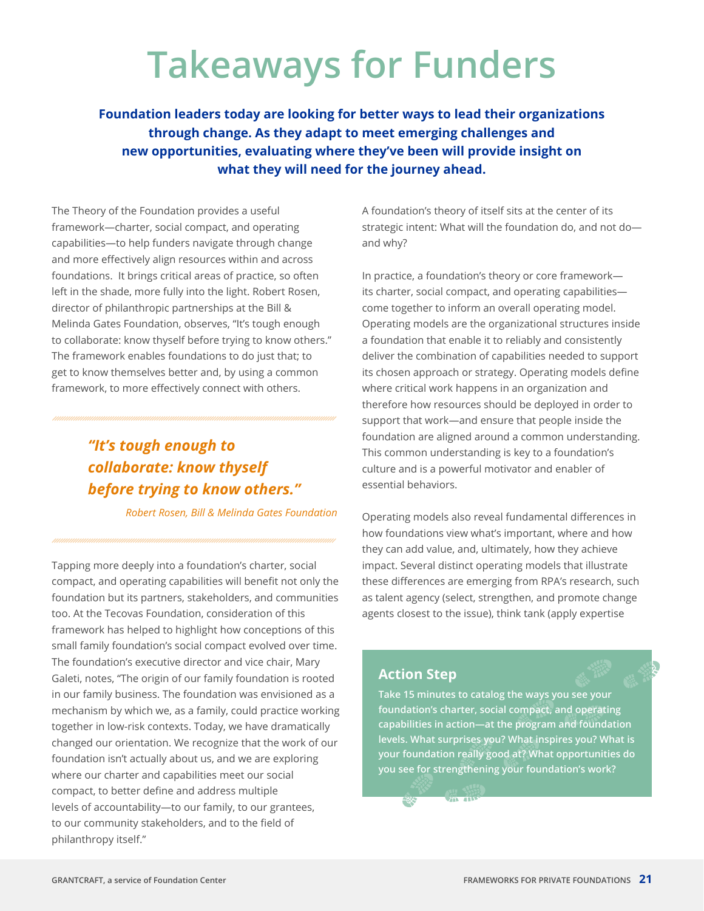# Takeaways for Funders

**Foundation leaders today are looking for better ways to lead their organizations through change. As they adapt to meet emerging challenges and new opportunities, evaluating where they've been will provide insight on what they will need for the journey ahead.**

The Theory of the Foundation provides a useful framework—charter, social compact, and operating capabilities—to help funders navigate through change and more effectively align resources within and across foundations. It brings critical areas of practice, so often left in the shade, more fully into the light. Robert Rosen, director of philanthropic partnerships at the Bill & Melinda Gates Foundation, observes, "It's tough enough to collaborate: know thyself before trying to know others." The framework enables foundations to do just that; to get to know themselves better and, by using a common framework, to more effectively connect with others.

> ***"It's tough enough to collaborate: know thyself before trying to know others."***
>
> *Robert Rosen, Bill & Melinda Gates Foundation*

Tapping more deeply into a foundation's charter, social compact, and operating capabilities will benefit not only the foundation but its partners, stakeholders, and communities too. At the Tecovas Foundation, consideration of this framework has helped to highlight how conceptions of this small family foundation's social compact evolved over time. The foundation's executive director and vice chair, Mary Galeti, notes, "The origin of our family foundation is rooted in our family business. The foundation was envisioned as a mechanism by which we, as a family, could practice working together in low-risk contexts. Today, we have dramatically changed our orientation. We recognize that the work of our foundation isn't actually about us, and we are exploring where our charter and capabilities meet our social compact, to better define and address multiple levels of accountability—to our family, to our grantees, to our community stakeholders, and to the field of philanthropy itself."

A foundation's theory of itself sits at the center of its strategic intent: What will the foundation do, and not do—and why?

In practice, a foundation's theory or core framework—its charter, social compact, and operating capabilities—come together to inform an overall operating model. Operating models are the organizational structures inside a foundation that enable it to reliably and consistently deliver the combination of capabilities needed to support its chosen approach or strategy. Operating models define where critical work happens in an organization and therefore how resources should be deployed in order to support that work—and ensure that people inside the foundation are aligned around a common understanding. This common understanding is key to a foundation's culture and is a powerful motivator and enabler of essential behaviors.

Operating models also reveal fundamental differences in how foundations view what's important, where and how they can add value, and, ultimately, how they achieve impact. Several distinct operating models that illustrate these differences are emerging from RPA's research, such as talent agency (select, strengthen, and promote change agents closest to the issue), think tank (apply expertise

### Action Step

**Take 15 minutes to catalog the ways you see your foundation's charter, social compact, and operating capabilities in action—at the program and foundation levels. What surprises you? What inspires you? What is your foundation really good at? What opportunities do you see for strengthening your foundation's work?**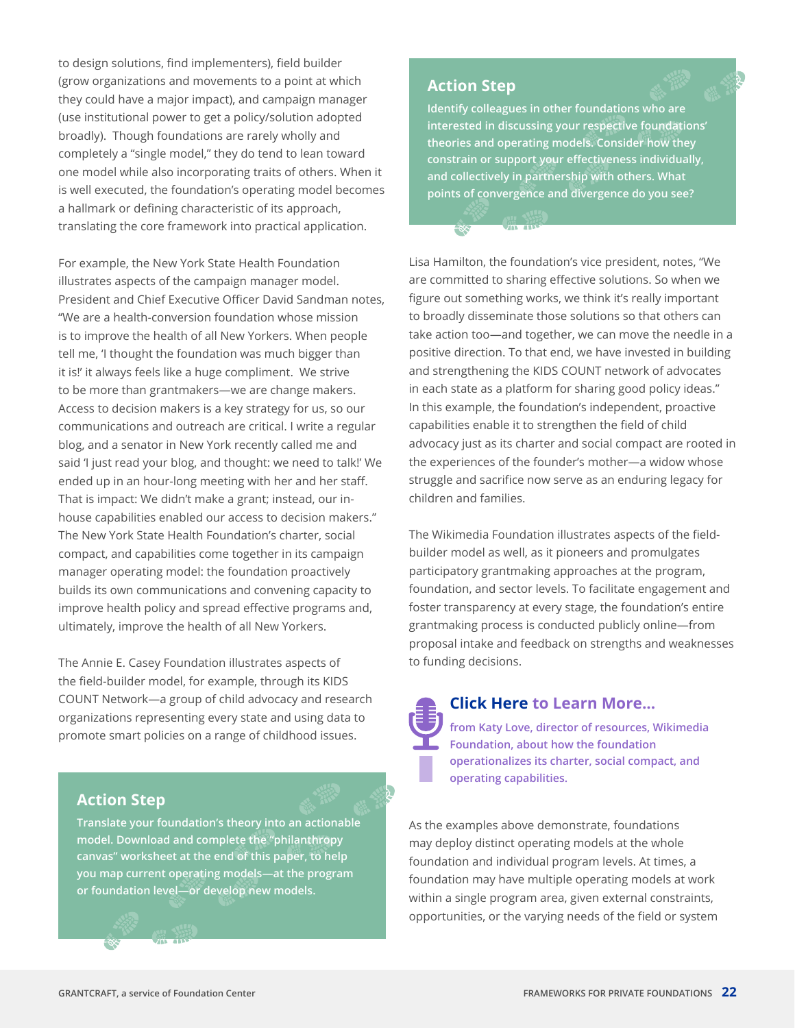to design solutions, find implementers), field builder (grow organizations and movements to a point at which they could have a major impact), and campaign manager (use institutional power to get a policy/solution adopted broadly). Though foundations are rarely wholly and completely a "single model," they do tend to lean toward one model while also incorporating traits of others. When it is well executed, the foundation's operating model becomes a hallmark or defining characteristic of its approach, translating the core framework into practical application.

For example, the New York State Health Foundation illustrates aspects of the campaign manager model. President and Chief Executive Officer David Sandman notes, "We are a health-conversion foundation whose mission is to improve the health of all New Yorkers. When people tell me, 'I thought the foundation was much bigger than it is!' it always feels like a huge compliment. We strive to be more than grantmakers—we are change makers. Access to decision makers is a key strategy for us, so our communications and outreach are critical. I write a regular blog, and a senator in New York recently called me and said 'I just read your blog, and thought: we need to talk!' We ended up in an hour-long meeting with her and her staff. That is impact: We didn't make a grant; instead, our in-house capabilities enabled our access to decision makers." The New York State Health Foundation's charter, social compact, and capabilities come together in its campaign manager operating model: the foundation proactively builds its own communications and convening capacity to improve health policy and spread effective programs and, ultimately, improve the health of all New Yorkers.

The Annie E. Casey Foundation illustrates aspects of the field-builder model, for example, through its KIDS COUNT Network—a group of child advocacy and research organizations representing every state and using data to promote smart policies on a range of childhood issues.

### Action Step

**Translate your foundation's theory into an actionable model. Download and complete the "philanthropy canvas" worksheet at the end of this paper, to help you map current operating models—at the program or foundation level—or develop new models.**

### Action Step

**Identify colleagues in other foundations who are interested in discussing your respective foundations' theories and operating models. Consider how they constrain or support your effectiveness individually, and collectively in partnership with others. What points of convergence and divergence do you see?**

Lisa Hamilton, the foundation's vice president, notes, "We are committed to sharing effective solutions. So when we figure out something works, we think it's really important to broadly disseminate those solutions so that others can take action too—and together, we can move the needle in a positive direction. To that end, we have invested in building and strengthening the KIDS COUNT network of advocates in each state as a platform for sharing good policy ideas." In this example, the foundation's independent, proactive capabilities enable it to strengthen the field of child advocacy just as its charter and social compact are rooted in the experiences of the founder's mother—a widow whose struggle and sacrifice now serve as an enduring legacy for children and families.

The Wikimedia Foundation illustrates aspects of the field-builder model as well, as it pioneers and promulgates participatory grantmaking approaches at the program, foundation, and sector levels. To facilitate engagement and foster transparency at every stage, the foundation's entire grantmaking process is conducted publicly online—from proposal intake and feedback on strengths and weaknesses to funding decisions.

**Click Here to Learn More...**

**from Katy Love, director of resources, Wikimedia Foundation, about how the foundation operationalizes its charter, social compact, and operating capabilities.**

As the examples above demonstrate, foundations may deploy distinct operating models at the whole foundation and individual program levels. At times, a foundation may have multiple operating models at work within a single program area, given external constraints, opportunities, or the varying needs of the field or system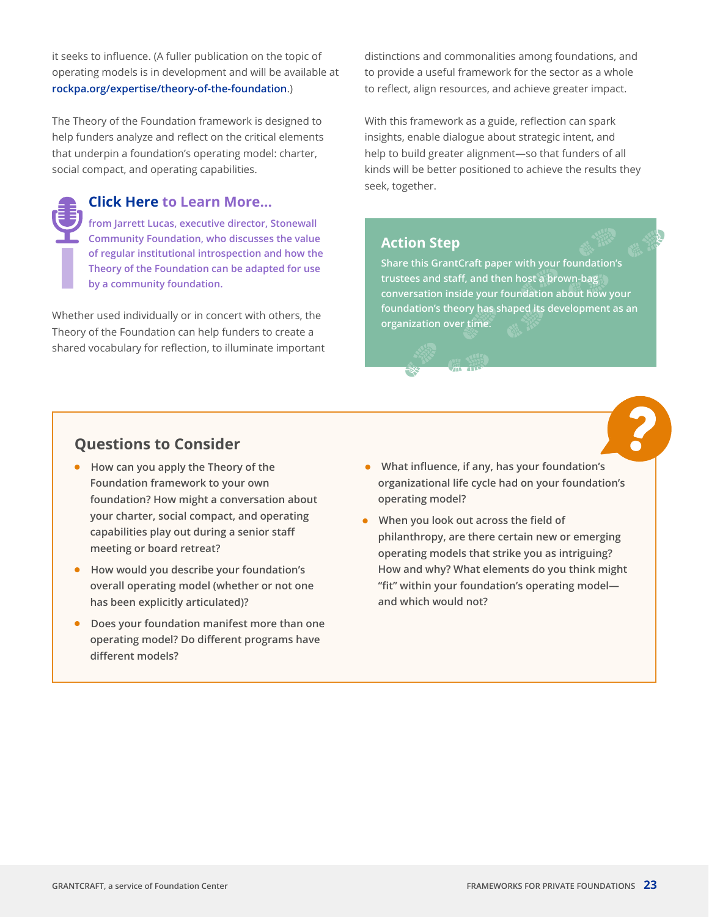it seeks to influence. (A fuller publication on the topic of operating models is in development and will be available at rockpa.org/expertise/theory-of-the-foundation.)

The Theory of the Foundation framework is designed to help funders analyze and reflect on the critical elements that underpin a foundation's operating model: charter, social compact, and operating capabilities.

### Click Here to Learn More...

from Jarrett Lucas, executive director, Stonewall Community Foundation, who discusses the value of regular institutional introspection and how the Theory of the Foundation can be adapted for use by a community foundation.

Whether used individually or in concert with others, the Theory of the Foundation can help funders to create a shared vocabulary for reflection, to illuminate important distinctions and commonalities among foundations, and to provide a useful framework for the sector as a whole to reflect, align resources, and achieve greater impact.

With this framework as a guide, reflection can spark insights, enable dialogue about strategic intent, and help to build greater alignment—so that funders of all kinds will be better positioned to achieve the results they seek, together.

### Action Step

Share this GrantCraft paper with your foundation's trustees and staff, and then host a brown-bag conversation inside your foundation about how your foundation's theory has shaped its development as an organization over time.

## Questions to Consider

- How can you apply the Theory of the Foundation framework to your own foundation? How might a conversation about your charter, social compact, and operating capabilities play out during a senior staff meeting or board retreat?
- How would you describe your foundation's overall operating model (whether or not one has been explicitly articulated)?
- Does your foundation manifest more than one operating model? Do different programs have different models?
- What influence, if any, has your foundation's organizational life cycle had on your foundation's operating model?
- When you look out across the field of philanthropy, are there certain new or emerging operating models that strike you as intriguing? How and why? What elements do you think might "fit" within your foundation's operating model—and which would not?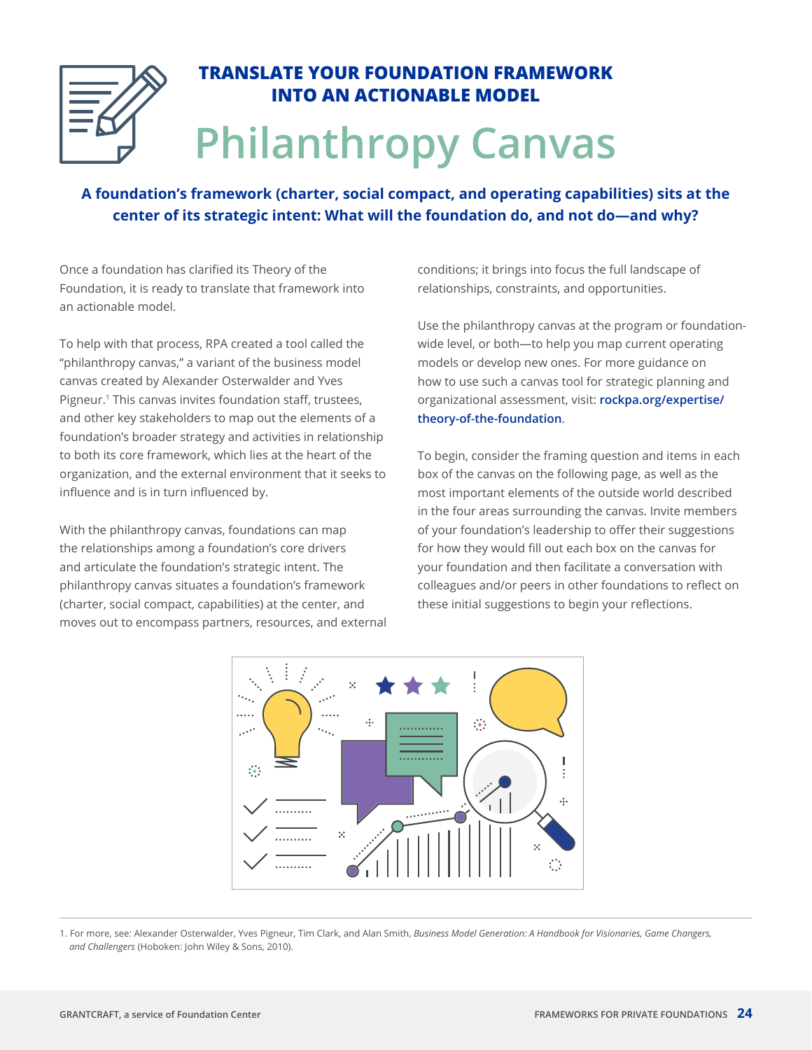## TRANSLATE YOUR FOUNDATION FRAMEWORK INTO AN ACTIONABLE MODEL

# Philanthropy Canvas

**A foundation's framework (charter, social compact, and operating capabilities) sits at the center of its strategic intent: What will the foundation do, and not do—and why?**

Once a foundation has clarified its Theory of the Foundation, it is ready to translate that framework into an actionable model.

To help with that process, RPA created a tool called the "philanthropy canvas," a variant of the business model canvas created by Alexander Osterwalder and Yves Pigneur.[1] This canvas invites foundation staff, trustees, and other key stakeholders to map out the elements of a foundation's broader strategy and activities in relationship to both its core framework, which lies at the heart of the organization, and the external environment that it seeks to influence and is in turn influenced by.

With the philanthropy canvas, foundations can map the relationships among a foundation's core drivers and articulate the foundation's strategic intent. The philanthropy canvas situates a foundation's framework (charter, social compact, capabilities) at the center, and moves out to encompass partners, resources, and external conditions; it brings into focus the full landscape of relationships, constraints, and opportunities.

Use the philanthropy canvas at the program or foundation-wide level, or both—to help you map current operating models or develop new ones. For more guidance on how to use such a canvas tool for strategic planning and organizational assessment, visit: **rockpa.org/expertise/theory-of-the-foundation**.

To begin, consider the framing question and items in each box of the canvas on the following page, as well as the most important elements of the outside world described in the four areas surrounding the canvas. Invite members of your foundation's leadership to offer their suggestions for how they would fill out each box on the canvas for your foundation and then facilitate a conversation with colleagues and/or peers in other foundations to reflect on these initial suggestions to begin your reflections.

1. For more, see: Alexander Osterwalder, Yves Pigneur, Tim Clark, and Alan Smith, *Business Model Generation: A Handbook for Visionaries, Game Changers, and Challengers* (Hoboken: John Wiley & Sons, 2010).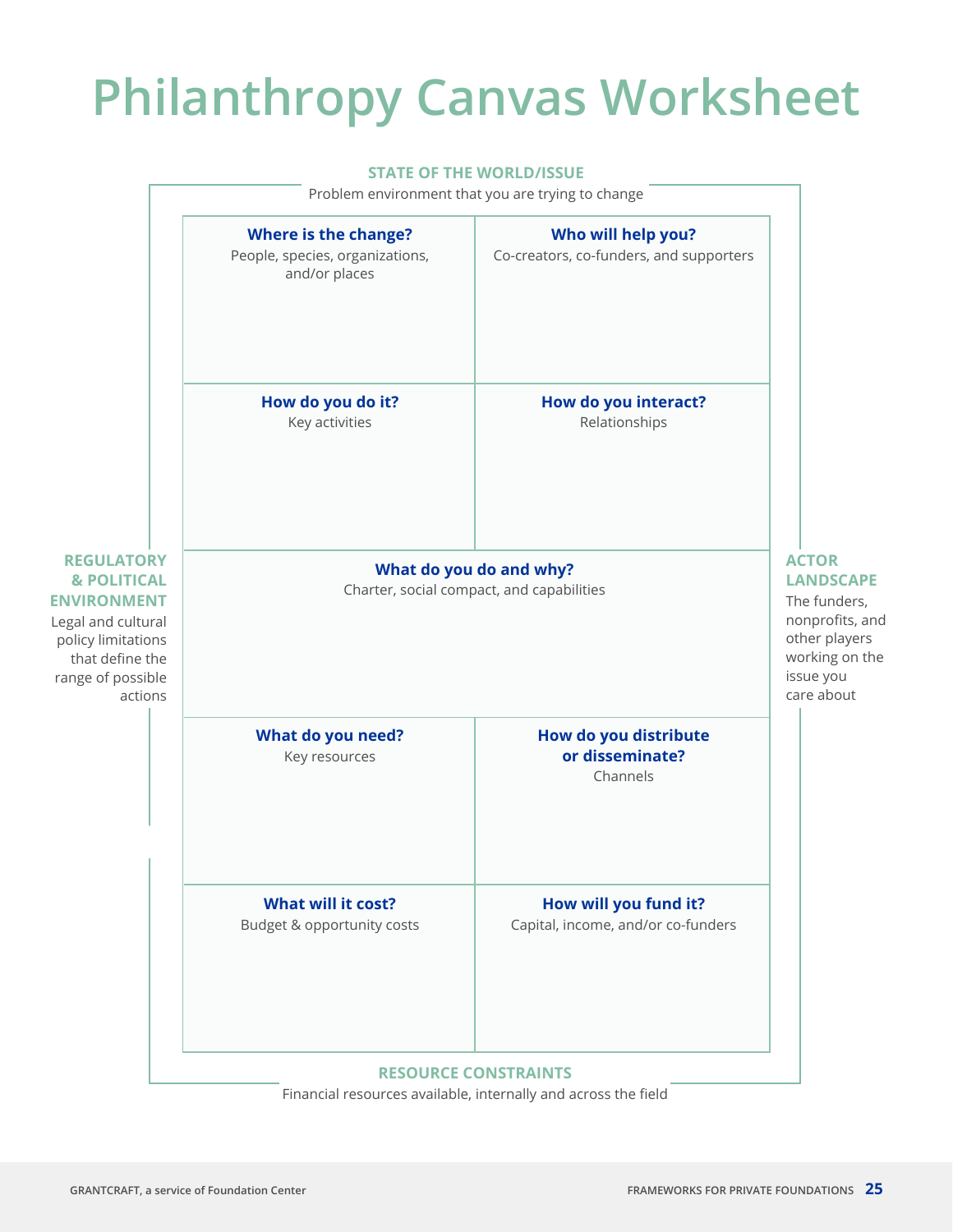# Philanthropy Canvas Worksheet

**STATE OF THE WORLD/ISSUE**
Problem environment that you are trying to change

**REGULATORY & POLITICAL ENVIRONMENT**
Legal and cultural policy limitations that define the range of possible actions

**ACTOR LANDSCAPE**
The funders, nonprofits, and other players working on the issue you care about

| **Where is the change?**<br>People, species, organizations, and/or places | **Who will help you?**<br>Co-creators, co-funders, and supporters |
|---|---|
| **How do you do it?**<br>Key activities | **How do you interact?**<br>Relationships |
| **What do you do and why?**<br>Charter, social compact, and capabilities | |
| **What do you need?**<br>Key resources | **How do you distribute or disseminate?**<br>Channels |
| **What will it cost?**<br>Budget & opportunity costs | **How will you fund it?**<br>Capital, income, and/or co-funders |

**RESOURCE CONSTRAINTS**
Financial resources available, internally and across the field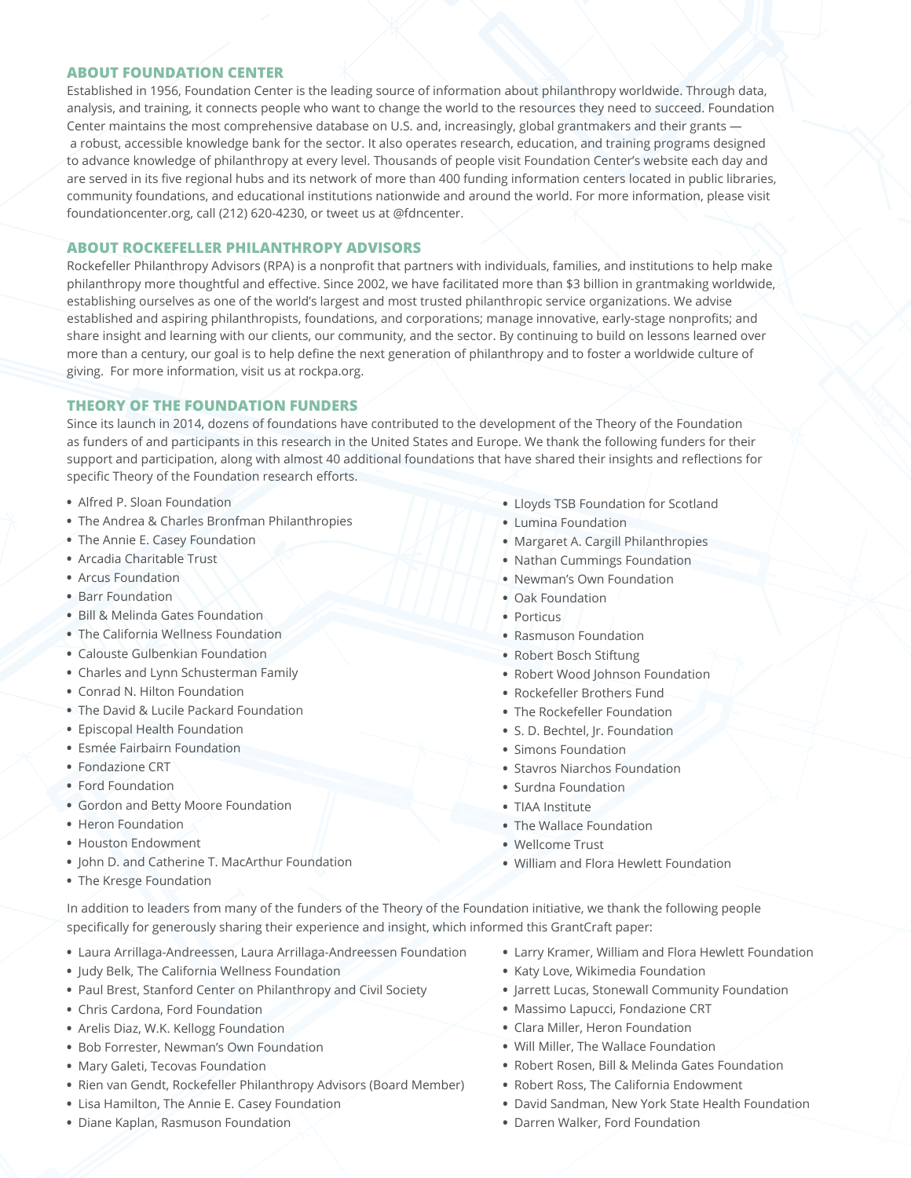## ABOUT FOUNDATION CENTER

Established in 1956, Foundation Center is the leading source of information about philanthropy worldwide. Through data, analysis, and training, it connects people who want to change the world to the resources they need to succeed. Foundation Center maintains the most comprehensive database on U.S. and, increasingly, global grantmakers and their grants — a robust, accessible knowledge bank for the sector. It also operates research, education, and training programs designed to advance knowledge of philanthropy at every level. Thousands of people visit Foundation Center's website each day and are served in its five regional hubs and its network of more than 400 funding information centers located in public libraries, community foundations, and educational institutions nationwide and around the world. For more information, please visit foundationcenter.org, call (212) 620-4230, or tweet us at @fdncenter.

## ABOUT ROCKEFELLER PHILANTHROPY ADVISORS

Rockefeller Philanthropy Advisors (RPA) is a nonprofit that partners with individuals, families, and institutions to help make philanthropy more thoughtful and effective. Since 2002, we have facilitated more than $3 billion in grantmaking worldwide, establishing ourselves as one of the world's largest and most trusted philanthropic service organizations. We advise established and aspiring philanthropists, foundations, and corporations; manage innovative, early-stage nonprofits; and share insight and learning with our clients, our community, and the sector. By continuing to build on lessons learned over more than a century, our goal is to help define the next generation of philanthropy and to foster a worldwide culture of giving. For more information, visit us at rockpa.org.

## THEORY OF THE FOUNDATION FUNDERS

Since its launch in 2014, dozens of foundations have contributed to the development of the Theory of the Foundation as funders of and participants in this research in the United States and Europe. We thank the following funders for their support and participation, along with almost 40 additional foundations that have shared their insights and reflections for specific Theory of the Foundation research efforts.

- Alfred P. Sloan Foundation
- The Andrea & Charles Bronfman Philanthropies
- The Annie E. Casey Foundation
- Arcadia Charitable Trust
- Arcus Foundation
- Barr Foundation
- Bill & Melinda Gates Foundation
- The California Wellness Foundation
- Calouste Gulbenkian Foundation
- Charles and Lynn Schusterman Family
- Conrad N. Hilton Foundation
- The David & Lucile Packard Foundation
- Episcopal Health Foundation
- Esmée Fairbairn Foundation
- Fondazione CRT
- Ford Foundation
- Gordon and Betty Moore Foundation
- Heron Foundation
- Houston Endowment
- John D. and Catherine T. MacArthur Foundation
- The Kresge Foundation
- Lloyds TSB Foundation for Scotland
- Lumina Foundation
- Margaret A. Cargill Philanthropies
- Nathan Cummings Foundation
- Newman's Own Foundation
- Oak Foundation
- Porticus
- Rasmuson Foundation
- Robert Bosch Stiftung
- Robert Wood Johnson Foundation
- Rockefeller Brothers Fund
- The Rockefeller Foundation
- S. D. Bechtel, Jr. Foundation
- Simons Foundation
- Stavros Niarchos Foundation
- Surdna Foundation
- TIAA Institute
- The Wallace Foundation
- Wellcome Trust
- William and Flora Hewlett Foundation

In addition to leaders from many of the funders of the Theory of the Foundation initiative, we thank the following people specifically for generously sharing their experience and insight, which informed this GrantCraft paper:

- Laura Arrillaga-Andreessen, Laura Arrillaga-Andreessen Foundation
- Judy Belk, The California Wellness Foundation
- Paul Brest, Stanford Center on Philanthropy and Civil Society
- Chris Cardona, Ford Foundation
- Arelis Diaz, W.K. Kellogg Foundation
- Bob Forrester, Newman's Own Foundation
- Mary Galeti, Tecovas Foundation
- Rien van Gendt, Rockefeller Philanthropy Advisors (Board Member)
- Lisa Hamilton, The Annie E. Casey Foundation
- Diane Kaplan, Rasmuson Foundation
- Larry Kramer, William and Flora Hewlett Foundation
- Katy Love, Wikimedia Foundation
- Jarrett Lucas, Stonewall Community Foundation
- Massimo Lapucci, Fondazione CRT
- Clara Miller, Heron Foundation
- Will Miller, The Wallace Foundation
- Robert Rosen, Bill & Melinda Gates Foundation
- Robert Ross, The California Endowment
- David Sandman, New York State Health Foundation
- Darren Walker, Ford Foundation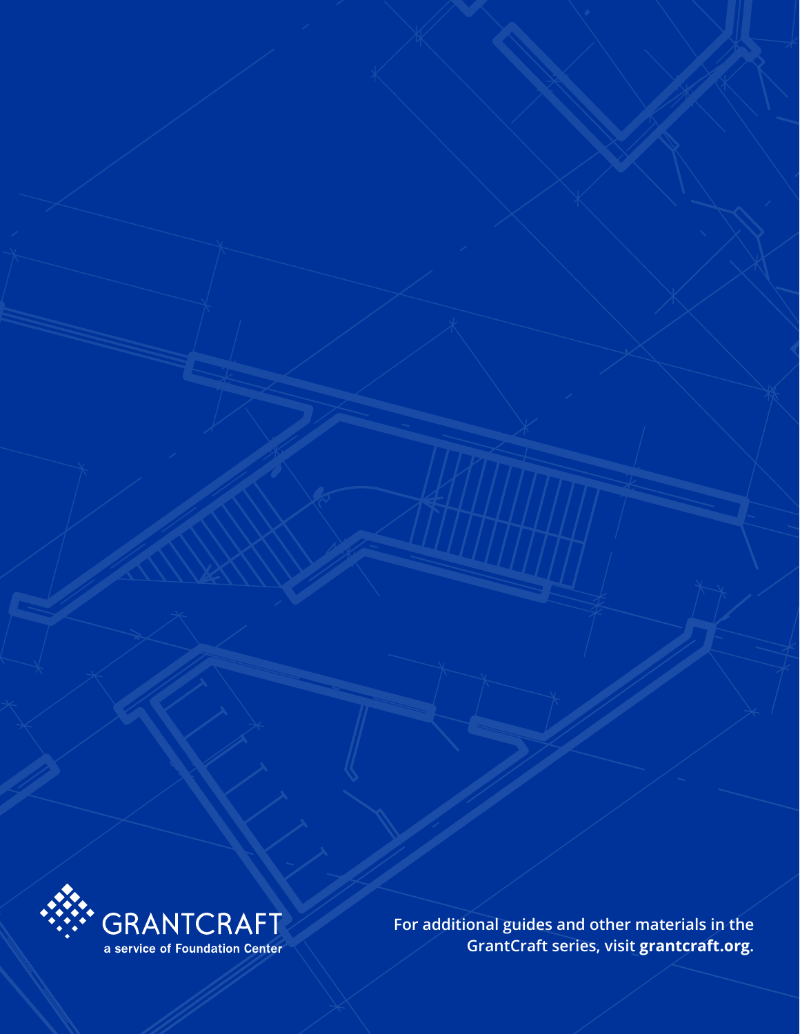GRANTCRAFT

a service of Foundation Center

For additional guides and other materials in the GrantCraft series, visit **grantcraft.org**.